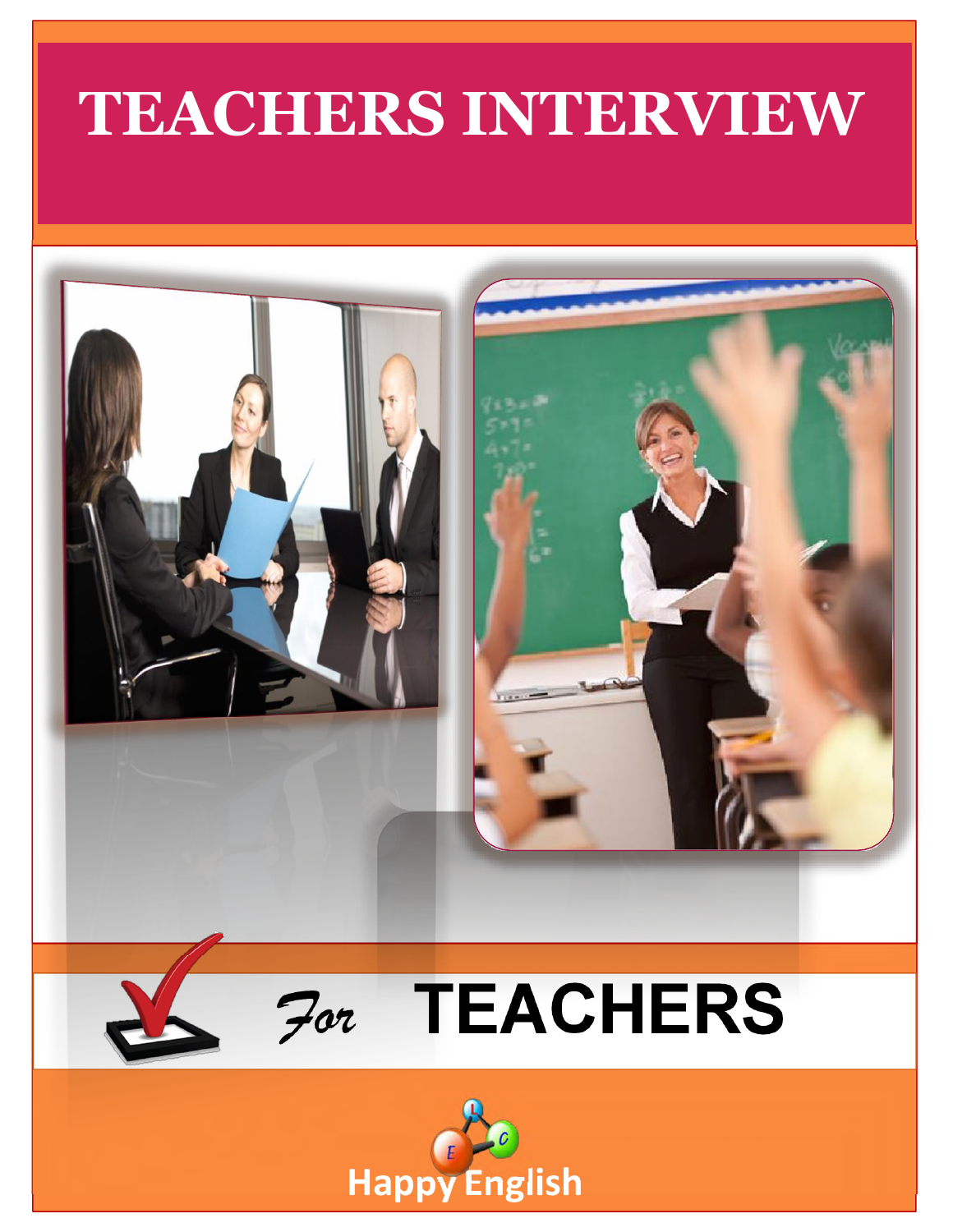# TEACHERS INTERVIEW

*For* **TEACHERS**

Happy English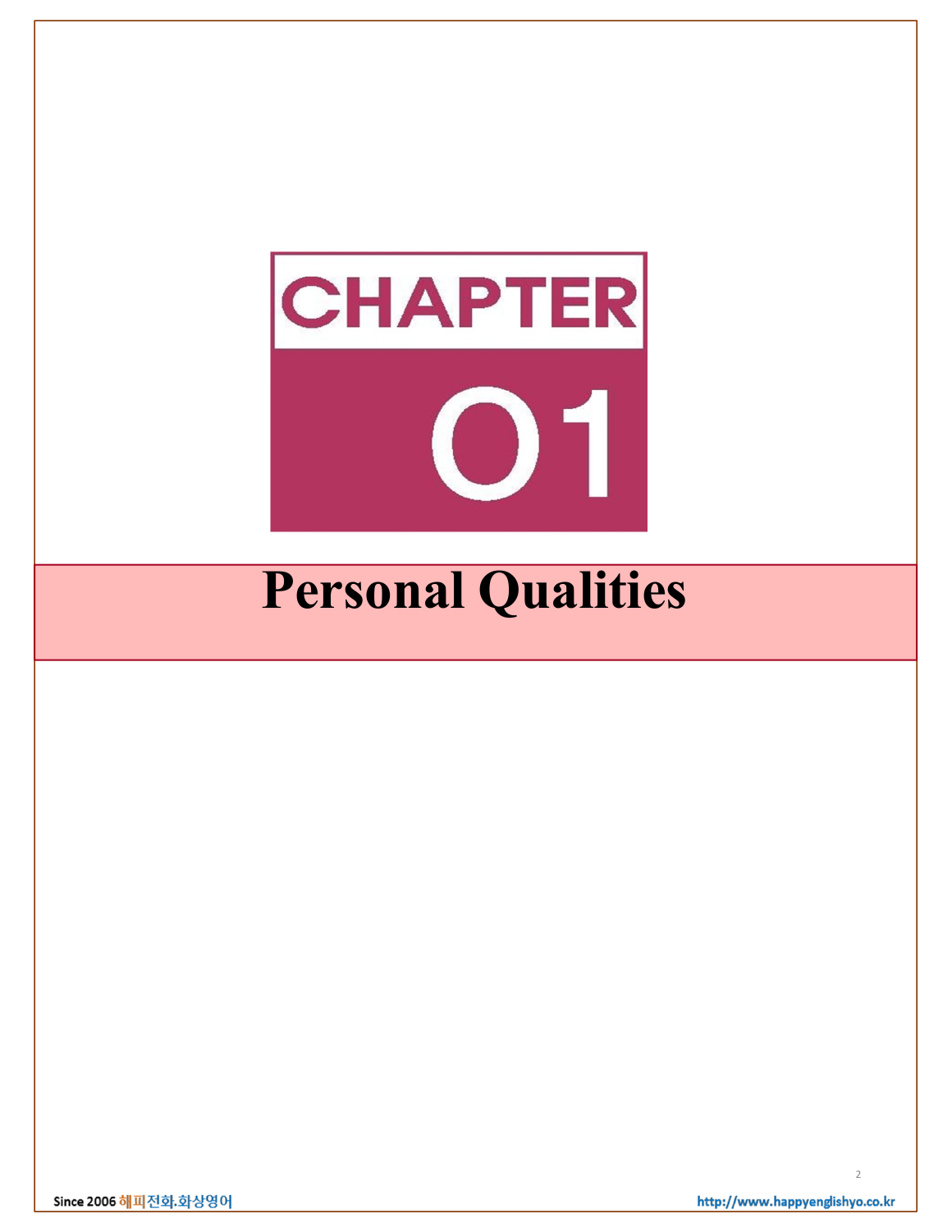# CHAPTER 01

# Personal Qualities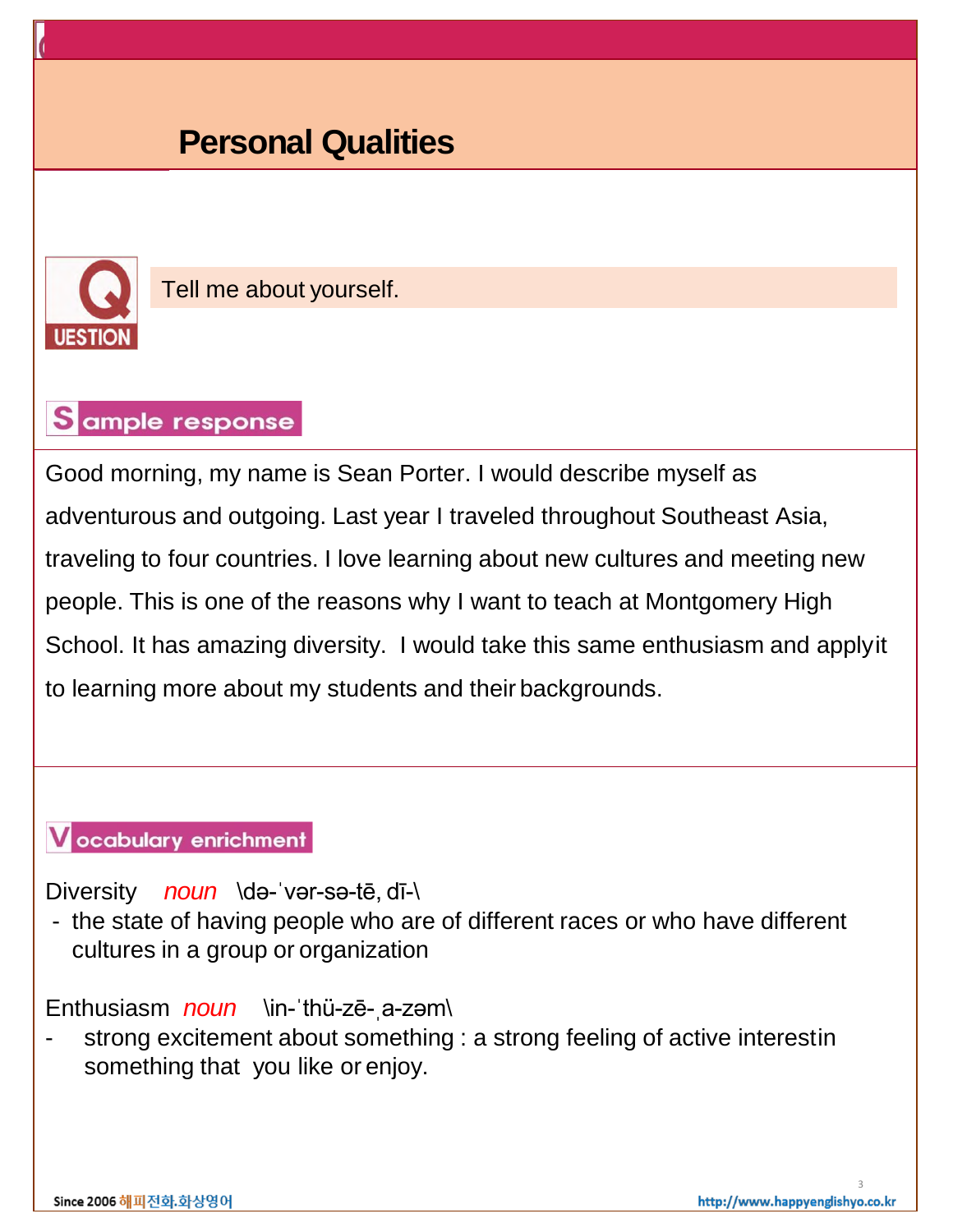# Personal Qualities

**QUESTION**

Tell me about yourself.

## Sample response

Good morning, my name is Sean Porter. I would describe myself as adventurous and outgoing. Last year I traveled throughout Southeast Asia, traveling to four countries. I love learning about new cultures and meeting new people. This is one of the reasons why I want to teach at Montgomery High School. It has amazing diversity. I would take this same enthusiasm and apply it to learning more about my students and their backgrounds.

## Vocabulary enrichment

Diversity *noun* \də-ˈvər-sə-tē, dī-\

- the state of having people who are of different races or who have different cultures in a group or organization

Enthusiasm *noun* \in-ˈthü-zē-ˌa-zəm\

- strong excitement about something : a strong feeling of active interest in something that you like or enjoy.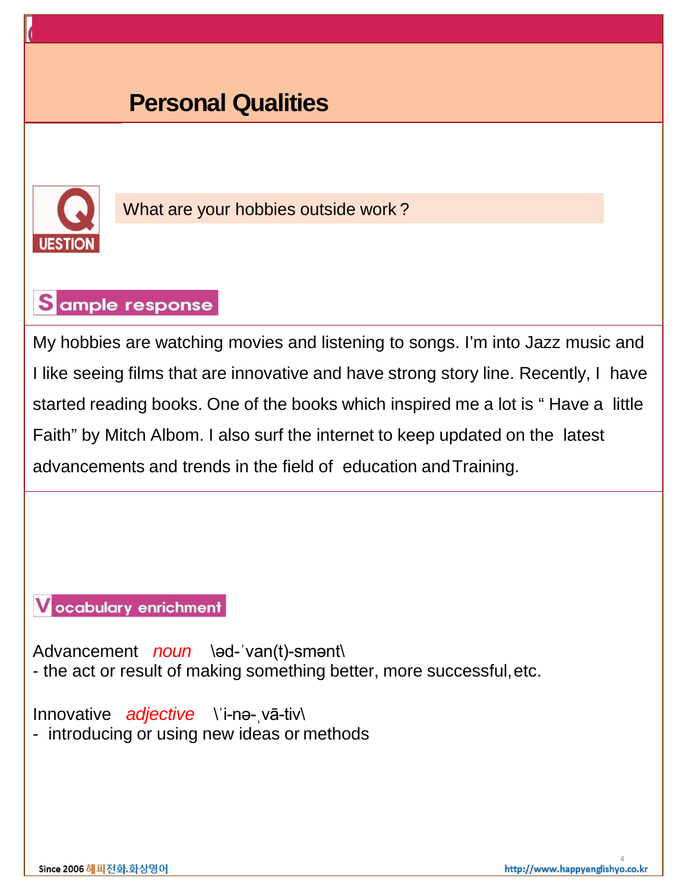# Personal Qualities

**QUESTION**

What are your hobbies outside work ?

**Sample response**

My hobbies are watching movies and listening to songs. I'm into Jazz music and I like seeing films that are innovative and have strong story line. Recently, I have started reading books. One of the books which inspired me a lot is " Have a little Faith" by Mitch Albom. I also surf the internet to keep updated on the latest advancements and trends in the field of education and Training.

**Vocabulary enrichment**

Advancement *noun* \əd-ˈvan(t)-smənt\
- the act or result of making something better, more successful, etc.

Innovative *adjective* \ˈi-nə-ˌvā-tiv\
- introducing or using new ideas or methods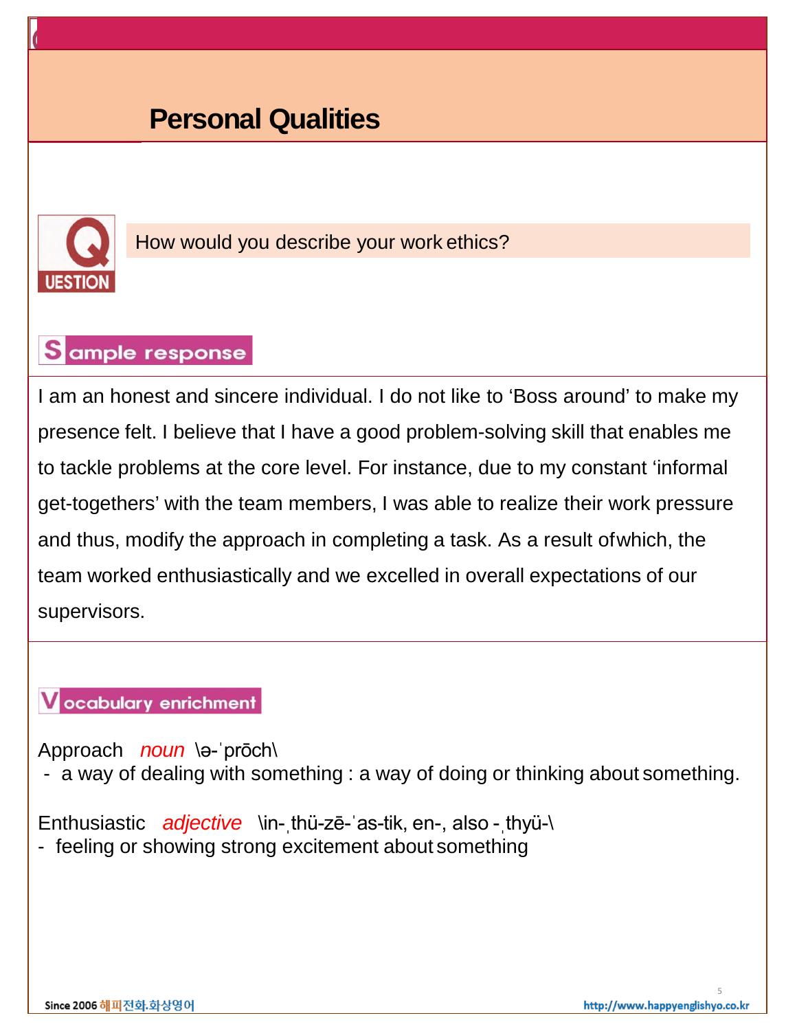# Personal Qualities

**QUESTION**

How would you describe your work ethics?

**Sample response**

I am an honest and sincere individual. I do not like to 'Boss around' to make my presence felt. I believe that I have a good problem-solving skill that enables me to tackle problems at the core level. For instance, due to my constant 'informal get-togethers' with the team members, I was able to realize their work pressure and thus, modify the approach in completing a task. As a result ofwhich, the team worked enthusiastically and we excelled in overall expectations of our supervisors.

**Vocabulary enrichment**

Approach *noun* \ə-ˈprōch\
- a way of dealing with something : a way of doing or thinking about something.

Enthusiastic *adjective* \in-ˌthü-zē-ˈas-tik, en-, also -ˌthyü-\
- feeling or showing strong excitement about something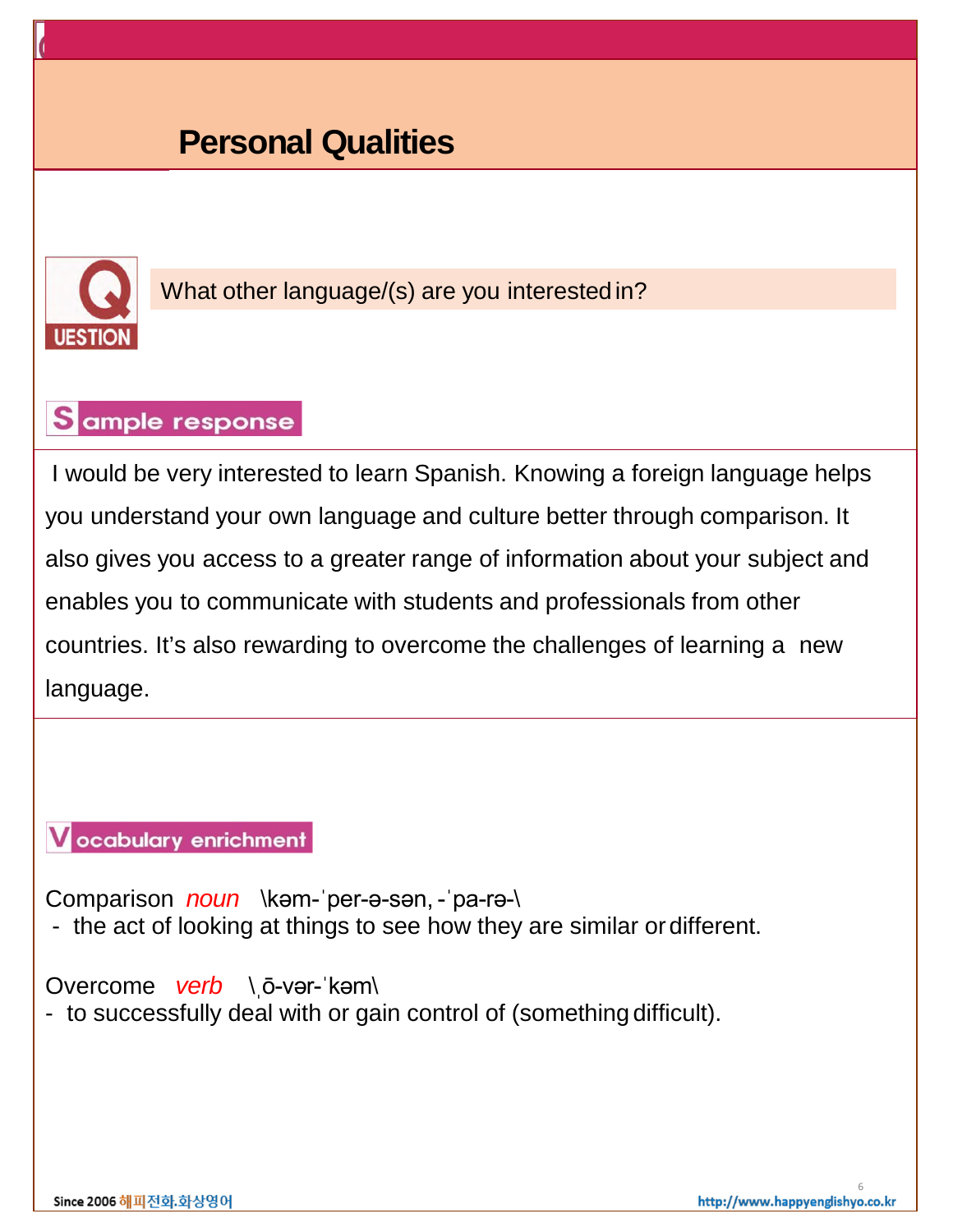# Personal Qualities

**QUESTION**

What other language/(s) are you interested in?

**Sample response**

I would be very interested to learn Spanish. Knowing a foreign language helps you understand your own language and culture better through comparison. It also gives you access to a greater range of information about your subject and enables you to communicate with students and professionals from other countries. It's also rewarding to overcome the challenges of learning a new language.

**Vocabulary enrichment**

Comparison *noun* \kəm-ˈper-ə-sən, -ˈpa-rə-\
- the act of looking at things to see how they are similar or different.

Overcome *verb* \ˌō-vər-ˈkəm\
- to successfully deal with or gain control of (something difficult).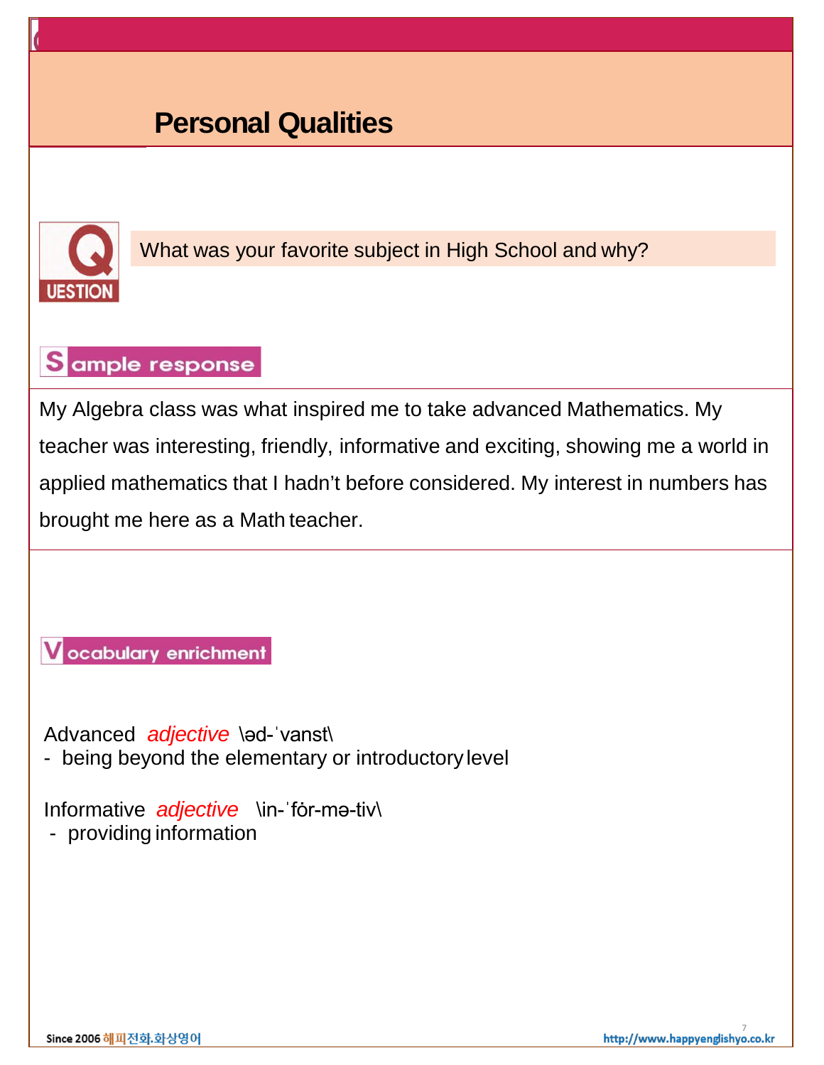# Personal Qualities

**QUESTION**

What was your favorite subject in High School and why?

**Sample response**

My Algebra class was what inspired me to take advanced Mathematics. My teacher was interesting, friendly, informative and exciting, showing me a world in applied mathematics that I hadn't before considered. My interest in numbers has brought me here as a Math teacher.

**Vocabulary enrichment**

Advanced *adjective* \əd-ˈvanst\
- being beyond the elementary or introductory level

Informative *adjective* \in-ˈfȯr-mə-tiv\
- providing information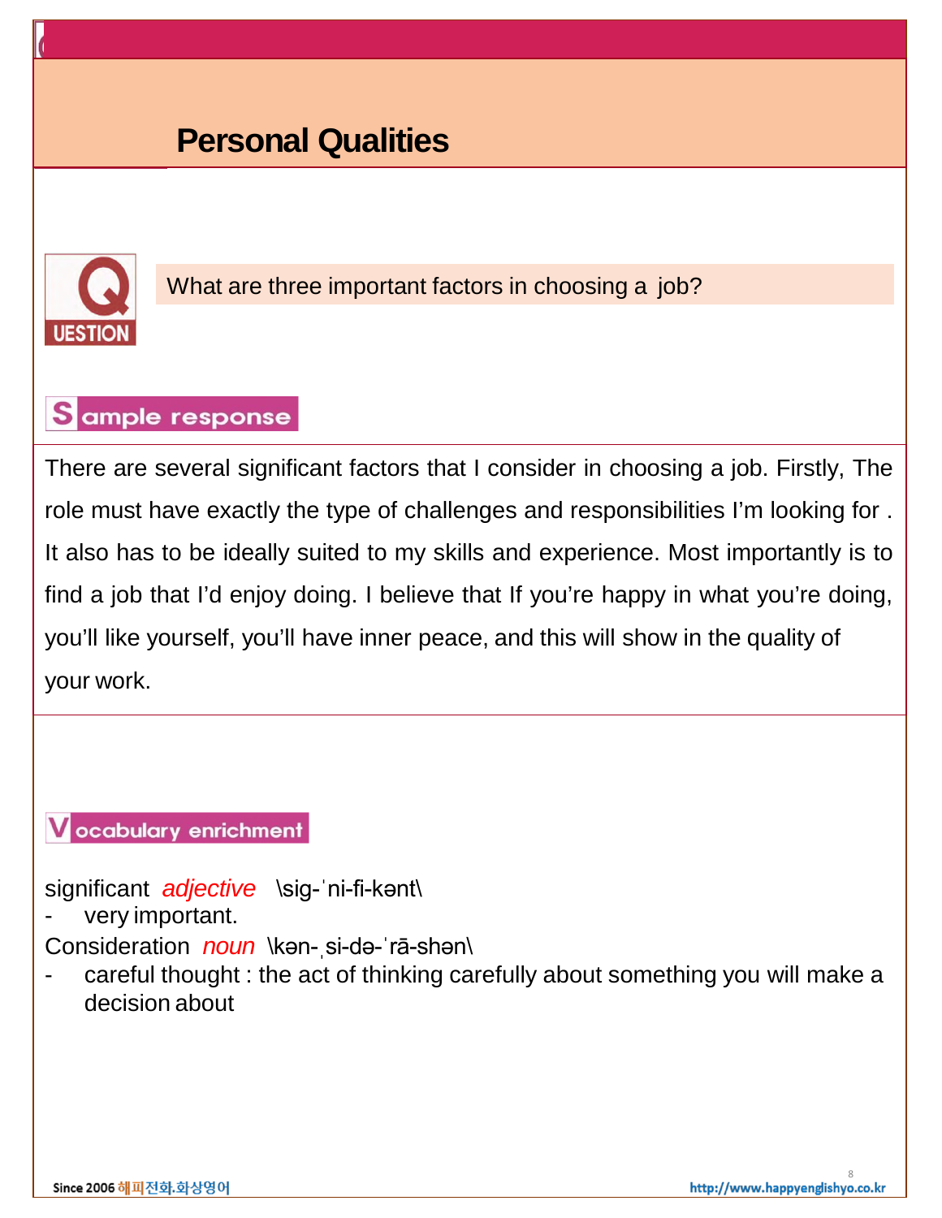# Personal Qualities

**QUESTION**

What are three important factors in choosing a job?

**Sample response**

There are several significant factors that I consider in choosing a job. Firstly, The role must have exactly the type of challenges and responsibilities I'm looking for . It also has to be ideally suited to my skills and experience. Most importantly is to find a job that I'd enjoy doing. I believe that If you're happy in what you're doing, you'll like yourself, you'll have inner peace, and this will show in the quality of your work.

**Vocabulary enrichment**

significant *adjective* \sig-ˈni-fi-kənt\

- very important.

Consideration *noun* \kən-ˌsi-də-ˈrā-shən\

- careful thought : the act of thinking carefully about something you will make a decision about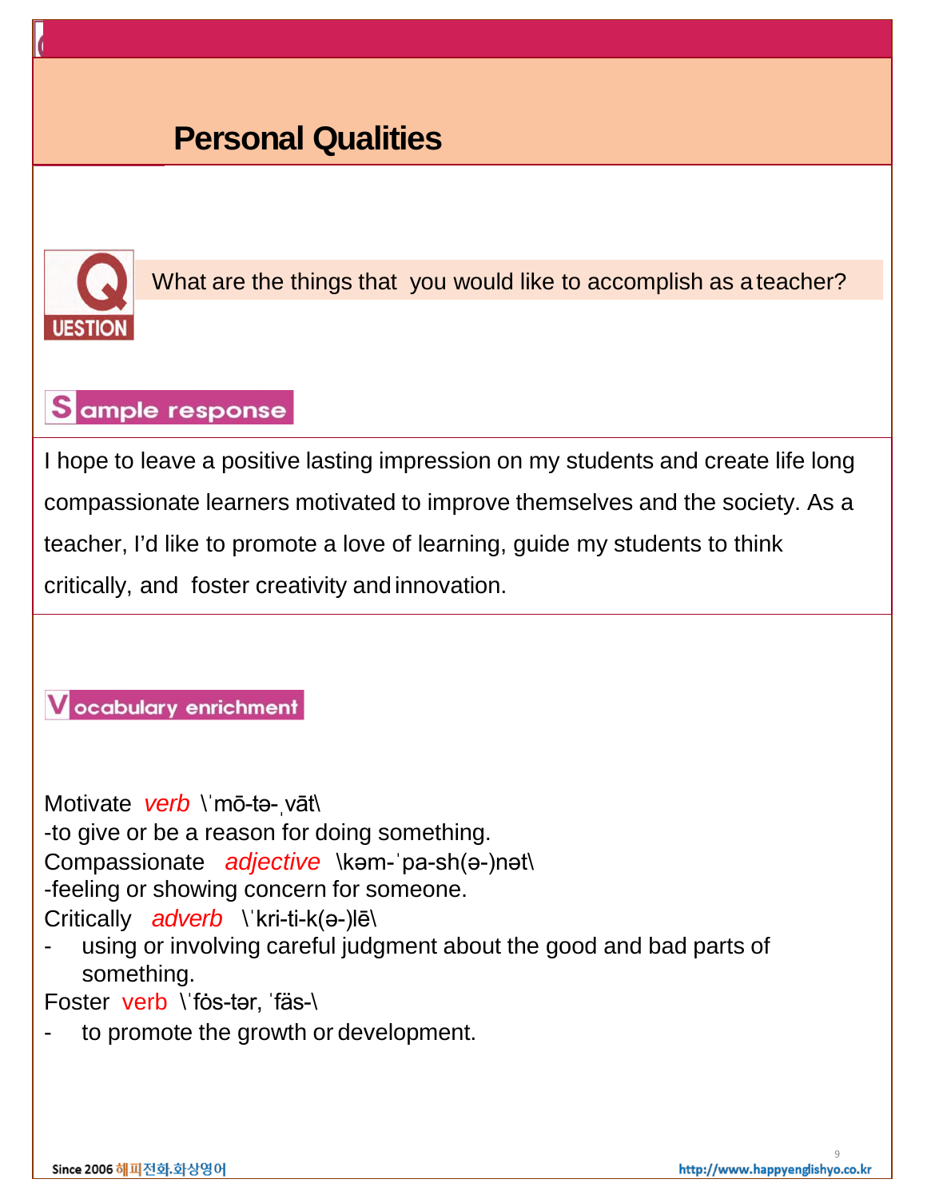# Personal Qualities

**QUESTION**

What are the things that you would like to accomplish as a teacher?

**Sample response**

I hope to leave a positive lasting impression on my students and create life long compassionate learners motivated to improve themselves and the society. As a teacher, I'd like to promote a love of learning, guide my students to think critically, and foster creativity and innovation.

**Vocabulary enrichment**

Motivate *verb* \ˈmō-tə-ˌvāt\
-to give or be a reason for doing something.
Compassionate *adjective* \kəm-ˈpa-sh(ə-)nət\
-feeling or showing concern for someone.
Critically *adverb* \ˈkri-ti-k(ə-)lē\

- using or involving careful judgment about the good and bad parts of something.

Foster verb \ˈfȯs-tər, ˈfäs-\

- to promote the growth or development.

Since 2006 해피전화.화상영어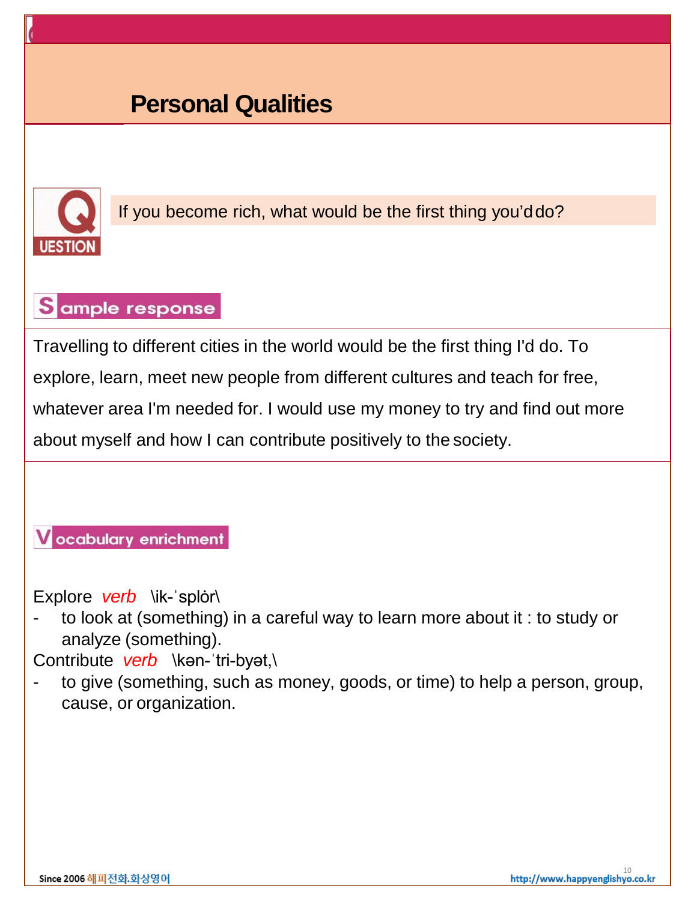# Personal Qualities

**QUESTION**

If you become rich, what would be the first thing you'd do?

**Sample response**

Travelling to different cities in the world would be the first thing I'd do. To explore, learn, meet new people from different cultures and teach for free, whatever area I'm needed for. I would use my money to try and find out more about myself and how I can contribute positively to the society.

**Vocabulary enrichment**

Explore *verb* \ik-ˈsplȯr\

- to look at (something) in a careful way to learn more about it : to study or analyze (something).

Contribute *verb* \kən-ˈtri-byət,\

- to give (something, such as money, goods, or time) to help a person, group, cause, or organization.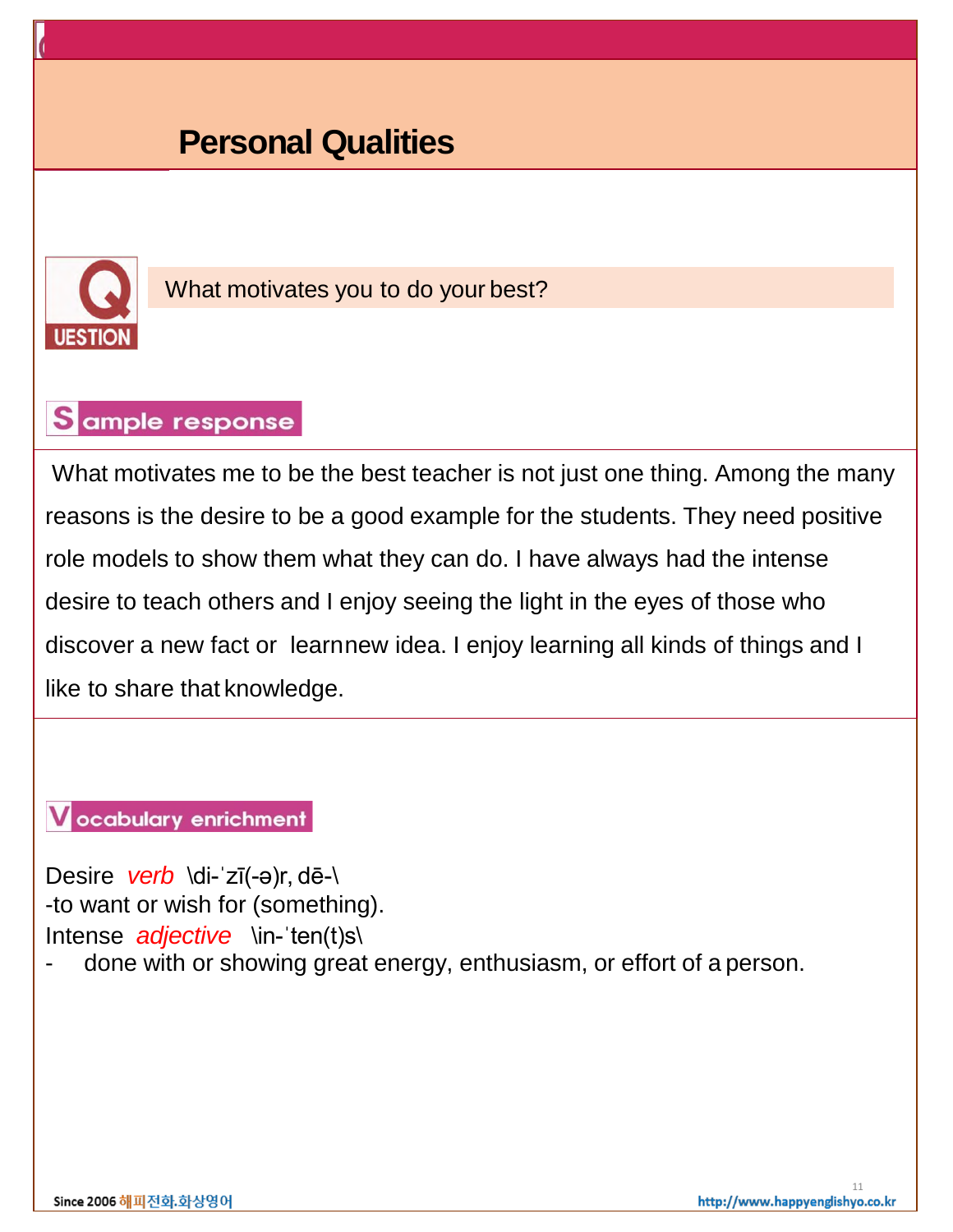# Personal Qualities

**QUESTION**

What motivates you to do your best?

**Sample response**

What motivates me to be the best teacher is not just one thing. Among the many reasons is the desire to be a good example for the students. They need positive role models to show them what they can do. I have always had the intense desire to teach others and I enjoy seeing the light in the eyes of those who discover a new fact or learnnew idea. I enjoy learning all kinds of things and I like to share that knowledge.

**Vocabulary enrichment**

Desire *verb* \di-ˈzī(-ə)r, dē-\
-to want or wish for (something).
Intense *adjective* \in-ˈten(t)s\
- done with or showing great energy, enthusiasm, or effort of a person.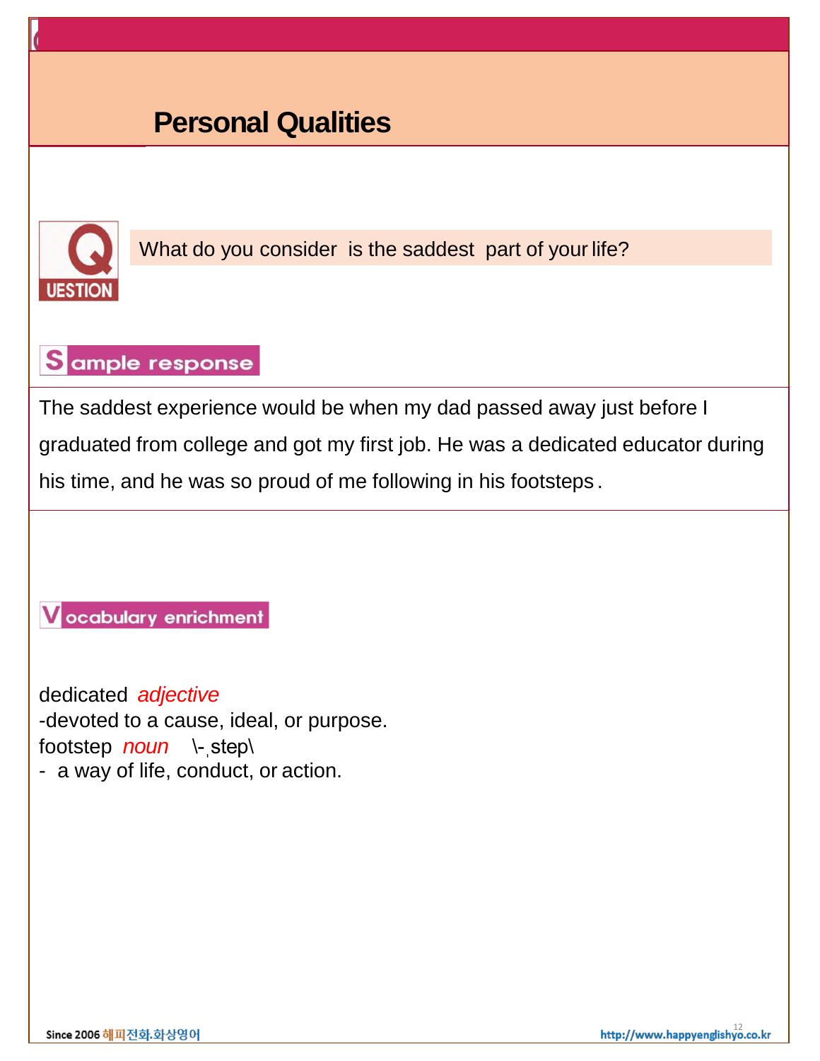# Personal Qualities

**QUESTION**

What do you consider is the saddest part of your life?

**Sample response**

The saddest experience would be when my dad passed away just before I graduated from college and got my first job. He was a dedicated educator during his time, and he was so proud of me following in his footsteps.

**Vocabulary enrichment**

dedicated *adjective*
-devoted to a cause, ideal, or purpose.
footstep *noun* \-ˌstep\
- a way of life, conduct, or action.

Since 2006 해피전화.화상영어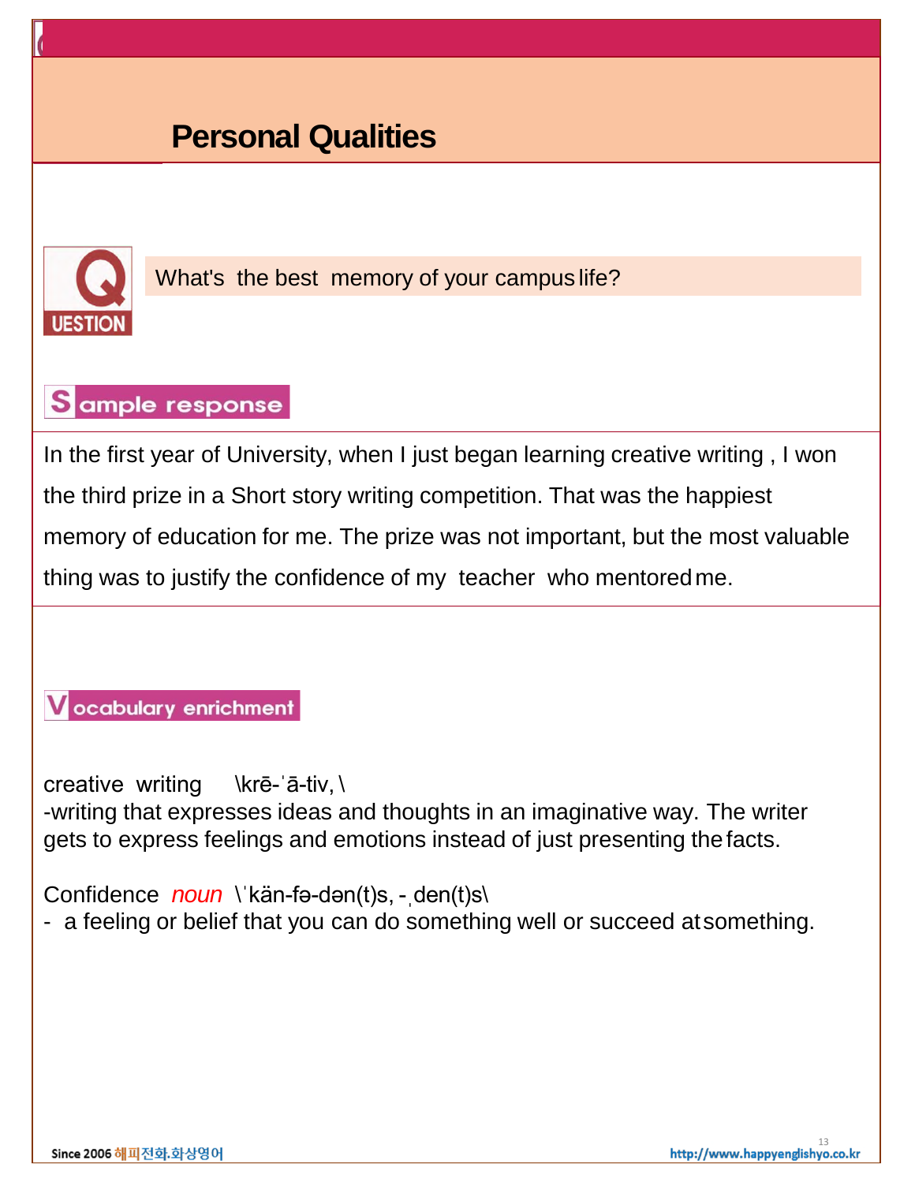# Personal Qualities

**QUESTION** What's the best memory of your campus life?

**Sample response**

In the first year of University, when I just began learning creative writing , I won the third prize in a Short story writing competition. That was the happiest memory of education for me. The prize was not important, but the most valuable thing was to justify the confidence of my teacher who mentored me.

**Vocabulary enrichment**

creative writing \krē-ˈā-tiv, \
-writing that expresses ideas and thoughts in an imaginative way. The writer gets to express feelings and emotions instead of just presenting the facts.

Confidence *noun* \ˈkän-fə-dən(t)s, -ˌden(t)s\
- a feeling or belief that you can do something well or succeed at something.

Since 2006 해피전화.화상영어 http://www.happyenglishyo.co.kr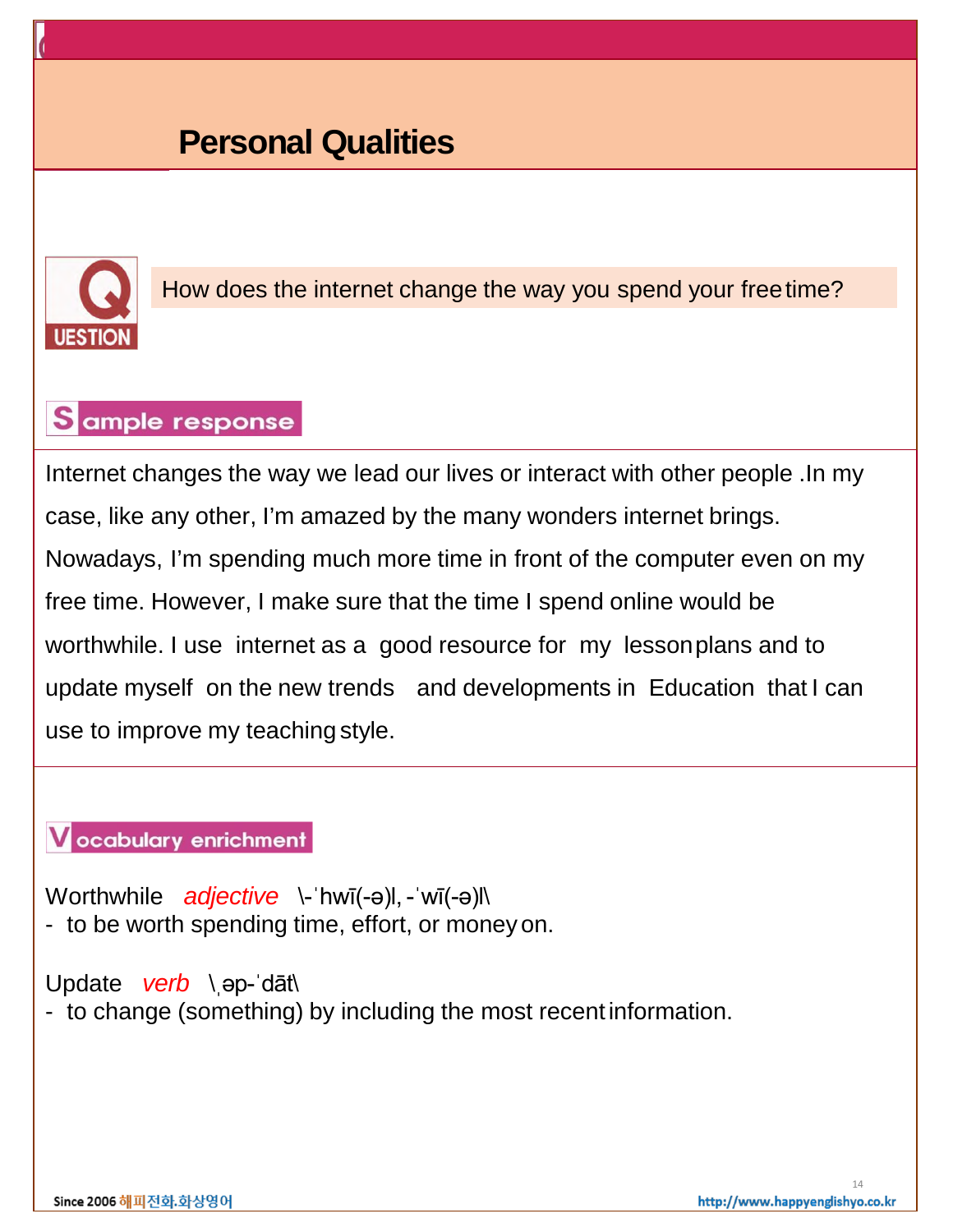# Personal Qualities

**QUESTION**

How does the internet change the way you spend your free time?

**Sample response**

Internet changes the way we lead our lives or interact with other people .In my case, like any other, I'm amazed by the many wonders internet brings. Nowadays, I'm spending much more time in front of the computer even on my free time. However, I make sure that the time I spend online would be worthwhile. I use internet as a good resource for my lesson plans and to update myself on the new trends and developments in Education that I can use to improve my teaching style.

**Vocabulary enrichment**

Worthwhile *adjective* \-ˈhwī(-ə)l, -ˈwī(-ə)l\

- to be worth spending time, effort, or money on.

Update *verb* \ˌəp-ˈdāt\

- to change (something) by including the most recent information.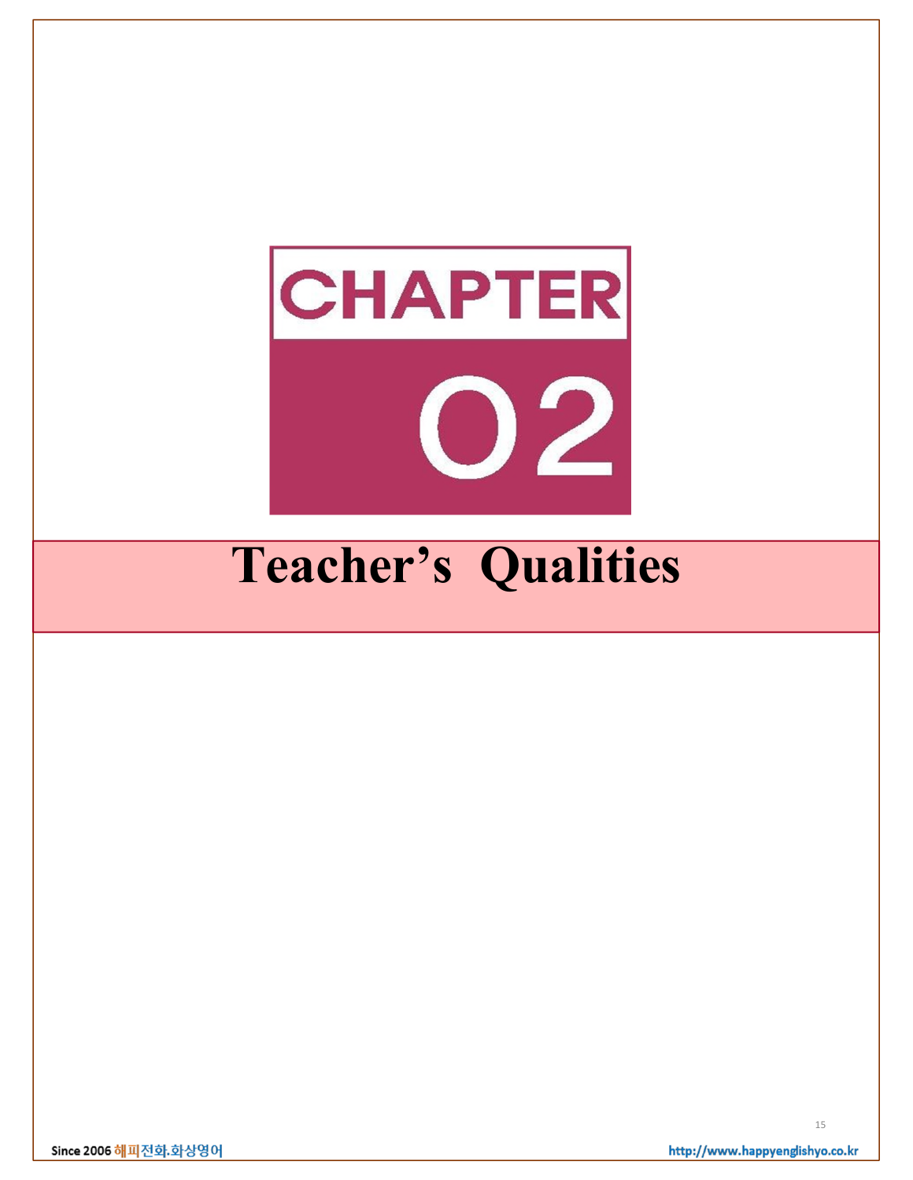# CHAPTER 02

# Teacher's Qualities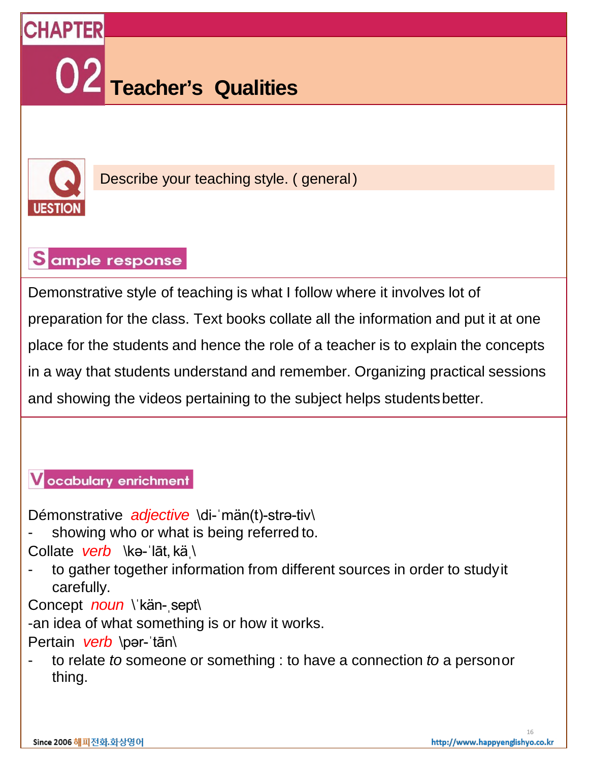# CHAPTER 02 Teacher's Qualities

**QUESTION** Describe your teaching style. ( general)

## Sample response

Demonstrative style of teaching is what I follow where it involves lot of preparation for the class. Text books collate all the information and put it at one place for the students and hence the role of a teacher is to explain the concepts in a way that students understand and remember. Organizing practical sessions and showing the videos pertaining to the subject helps students better.

## Vocabulary enrichment

Démonstrative *adjective* \di-ˈmän(t)-strə-tiv\

- showing who or what is being referred to.

Collate *verb* \kə-ˈlāt, kä ˌ\

- to gather together information from different sources in order to study it carefully.

Concept *noun* \ˈkän-ˌsept\

-an idea of what something is or how it works.

Pertain *verb* \pər-ˈtān\

- to relate *to* someone or something : to have a connection *to* a person or thing.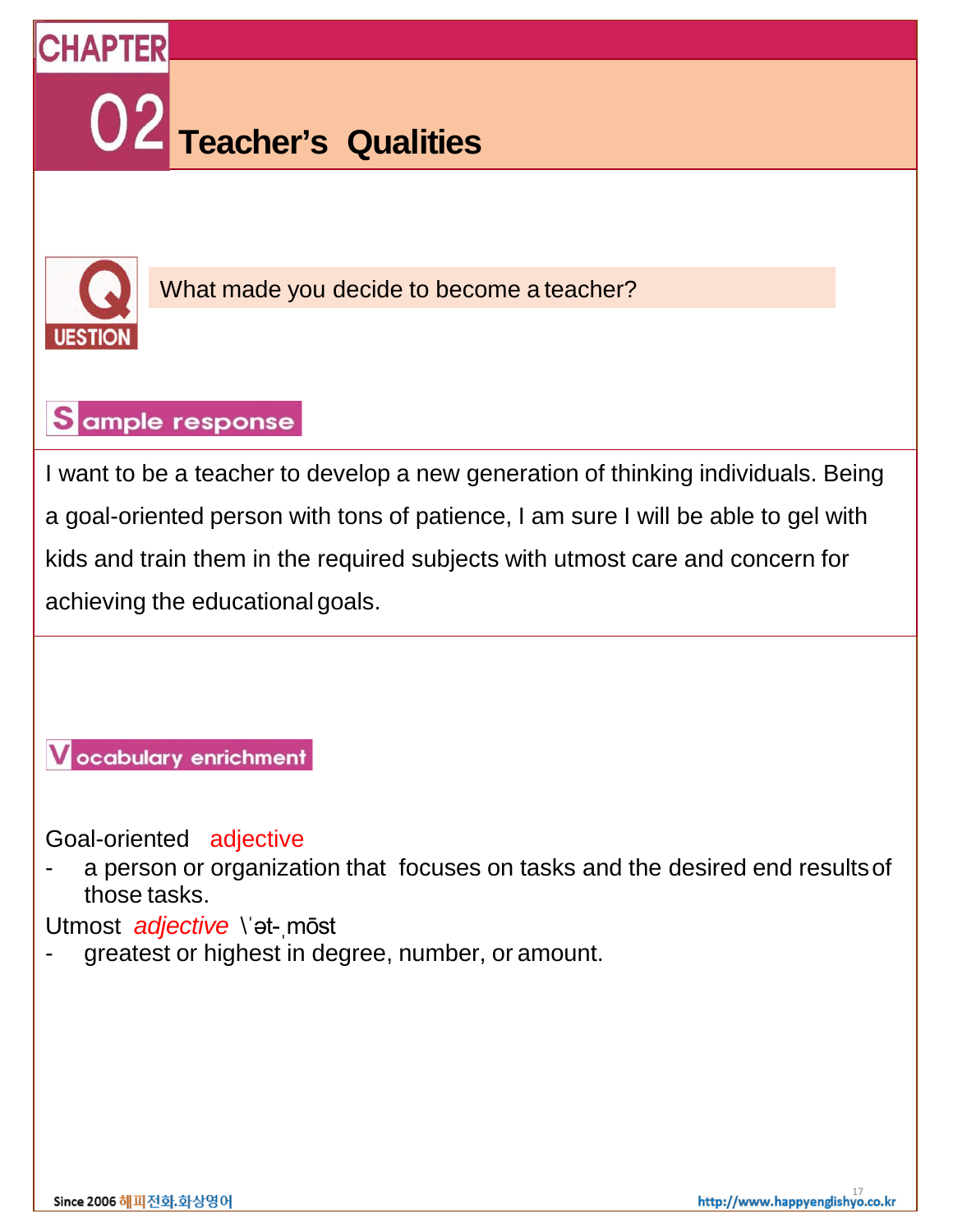# CHAPTER 02 Teacher's Qualities

## QUESTION

What made you decide to become a teacher?

## Sample response

I want to be a teacher to develop a new generation of thinking individuals. Being a goal-oriented person with tons of patience, I am sure I will be able to gel with kids and train them in the required subjects with utmost care and concern for achieving the educational goals.

## Vocabulary enrichment

Goal-oriented adjective

- a person or organization that focuses on tasks and the desired end results of those tasks.

Utmost *adjective* \ˈət-ˌmōst

- greatest or highest in degree, number, or amount.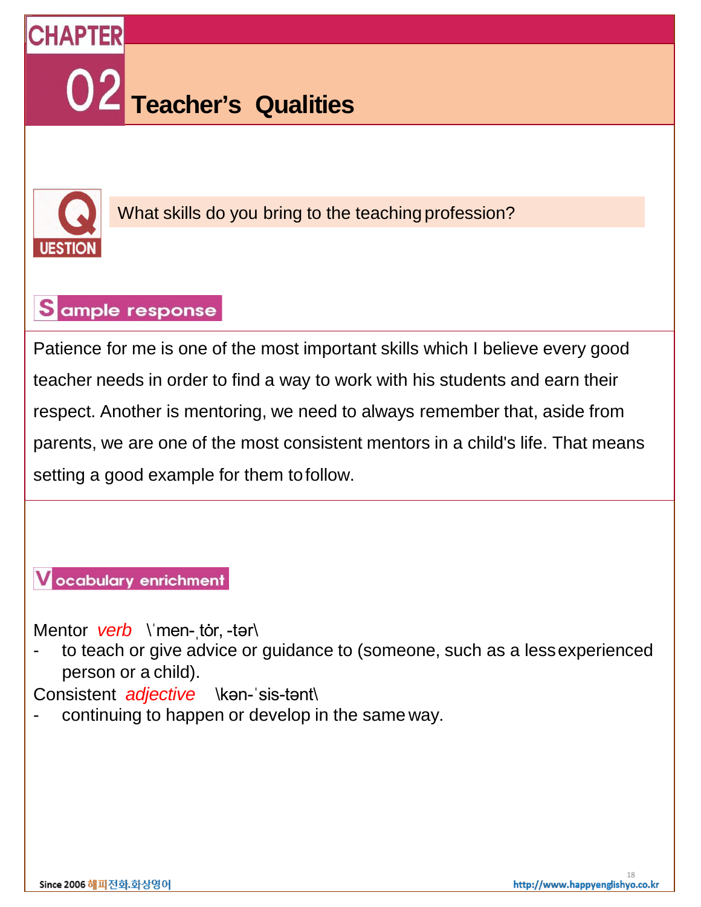# CHAPTER 02 Teacher's Qualities

**QUESTION**

What skills do you bring to the teaching profession?

## Sample response

Patience for me is one of the most important skills which I believe every good teacher needs in order to find a way to work with his students and earn their respect. Another is mentoring, we need to always remember that, aside from parents, we are one of the most consistent mentors in a child's life. That means setting a good example for them to follow.

## Vocabulary enrichment

Mentor *verb* \ˈmen-ˌtȯr, -tər\

- to teach or give advice or guidance to (someone, such as a less experienced person or a child).

Consistent *adjective* \kən-ˈsis-tənt\

- continuing to happen or develop in the same way.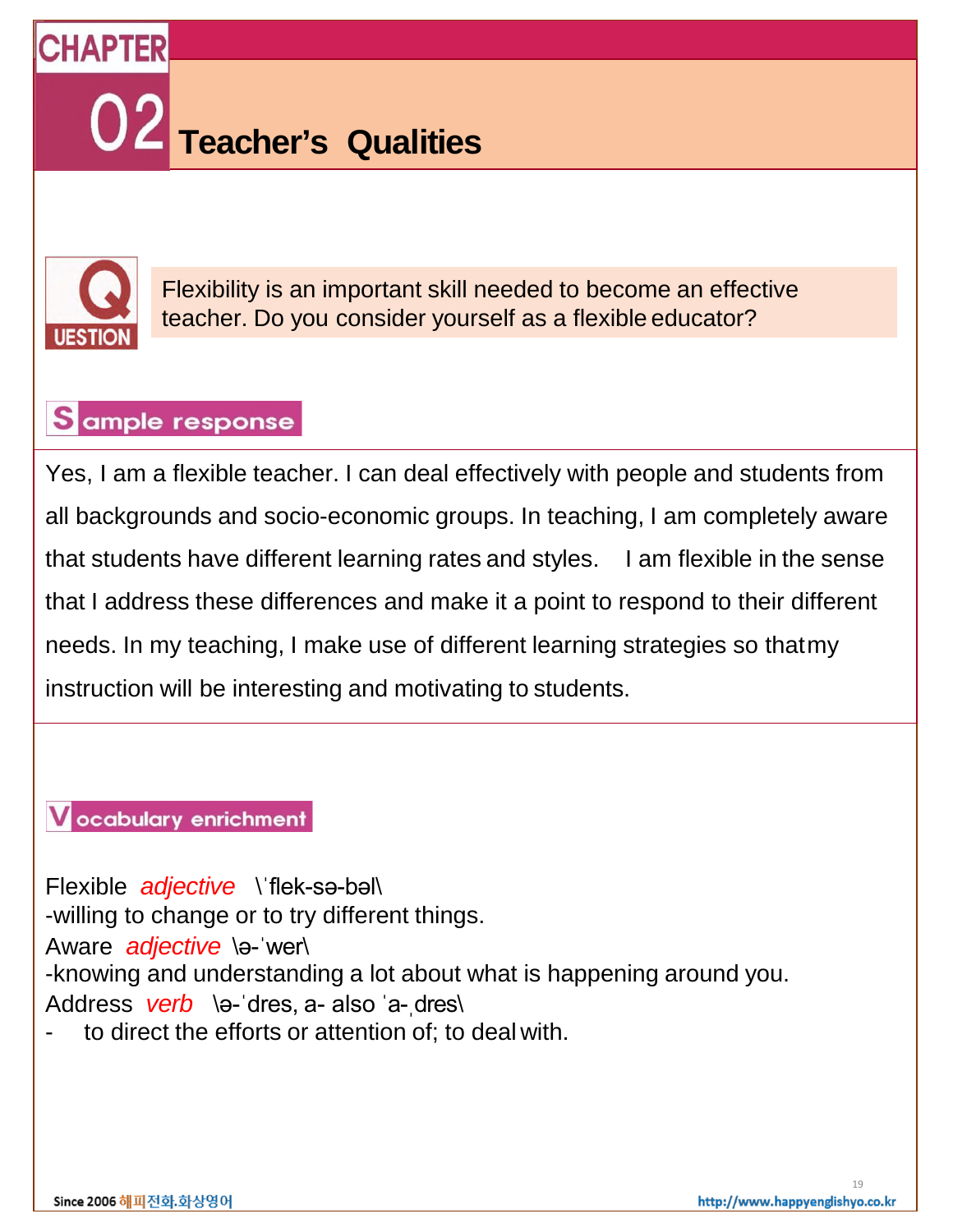# CHAPTER 02 Teacher's Qualities

## QUESTION

Flexibility is an important skill needed to become an effective teacher. Do you consider yourself as a flexible educator?

## Sample response

Yes, I am a flexible teacher. I can deal effectively with people and students from all backgrounds and socio-economic groups. In teaching, I am completely aware that students have different learning rates and styles. I am flexible in the sense that I address these differences and make it a point to respond to their different needs. In my teaching, I make use of different learning strategies so that my instruction will be interesting and motivating to students.

## Vocabulary enrichment

Flexible *adjective* \ˈflek-sə-bəl\
-willing to change or to try different things.

Aware *adjective* \ə-ˈwer\
-knowing and understanding a lot about what is happening around you.

Address *verb* \ə-ˈdres, a- also ˈa-ˌdres\
- to direct the efforts or attention of; to deal with.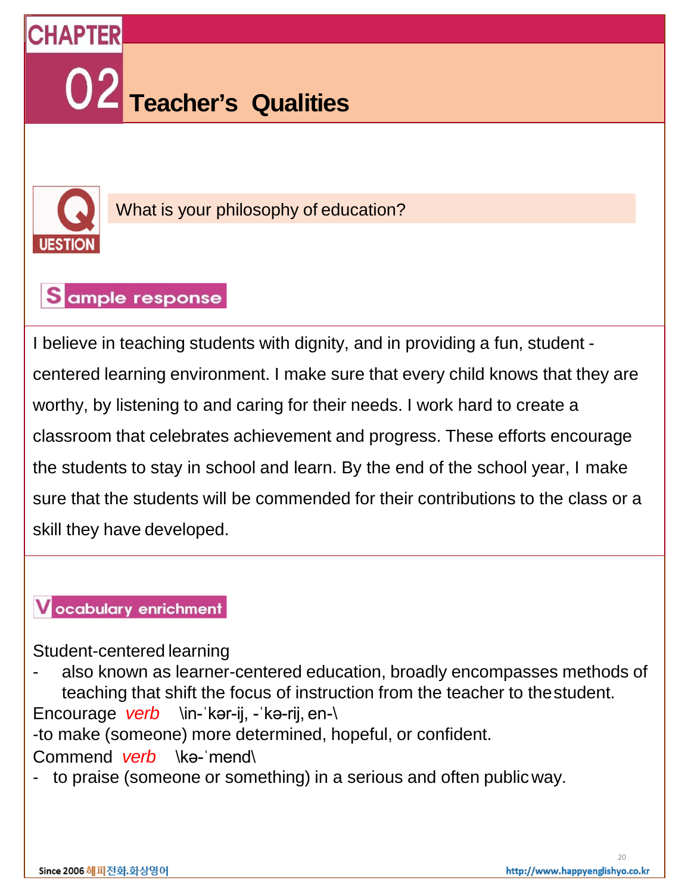# CHAPTER 02 Teacher's Qualities

## QUESTION

What is your philosophy of education?

## Sample response

I believe in teaching students with dignity, and in providing a fun, student - centered learning environment. I make sure that every child knows that they are worthy, by listening to and caring for their needs. I work hard to create a classroom that celebrates achievement and progress. These efforts encourage the students to stay in school and learn. By the end of the school year, I make sure that the students will be commended for their contributions to the class or a skill they have developed.

## Vocabulary enrichment

Student-centered learning

- also known as learner-centered education, broadly encompasses methods of teaching that shift the focus of instruction from the teacher to the student.

Encourage *verb* \in-ˈkər-ij, -ˈkə-rij, en-\

-to make (someone) more determined, hopeful, or confident.

Commend *verb* \kə-ˈmend\

- to praise (someone or something) in a serious and often public way.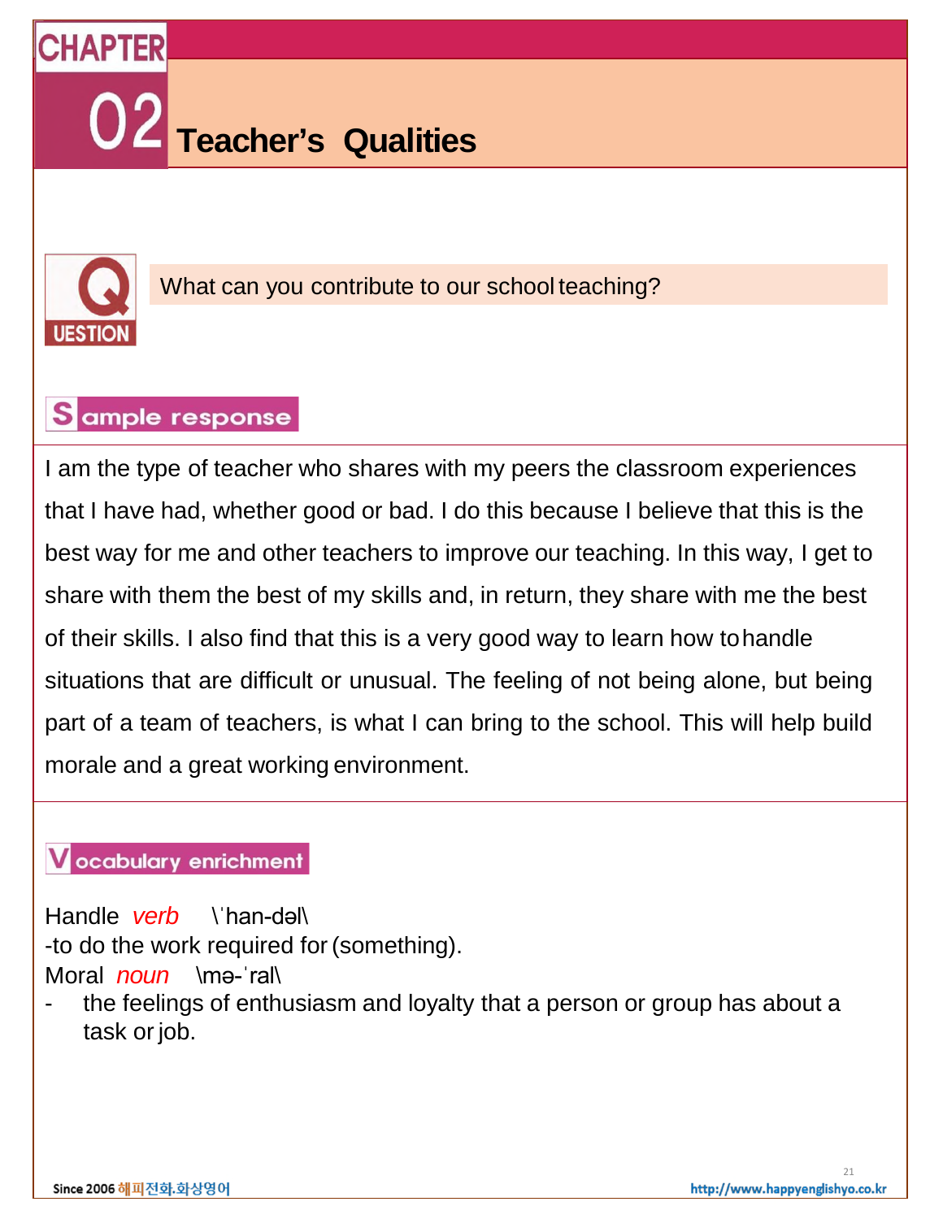# CHAPTER 02 Teacher's Qualities

## QUESTION

What can you contribute to our school teaching?

## Sample response

I am the type of teacher who shares with my peers the classroom experiences that I have had, whether good or bad. I do this because I believe that this is the best way for me and other teachers to improve our teaching. In this way, I get to share with them the best of my skills and, in return, they share with me the best of their skills. I also find that this is a very good way to learn how to handle situations that are difficult or unusual. The feeling of not being alone, but being part of a team of teachers, is what I can bring to the school. This will help build morale and a great working environment.

## Vocabulary enrichment

Handle *verb* \ˈhan-dəl\
-to do the work required for (something).

Moral *noun* \mə-ˈral\
- the feelings of enthusiasm and loyalty that a person or group has about a task or job.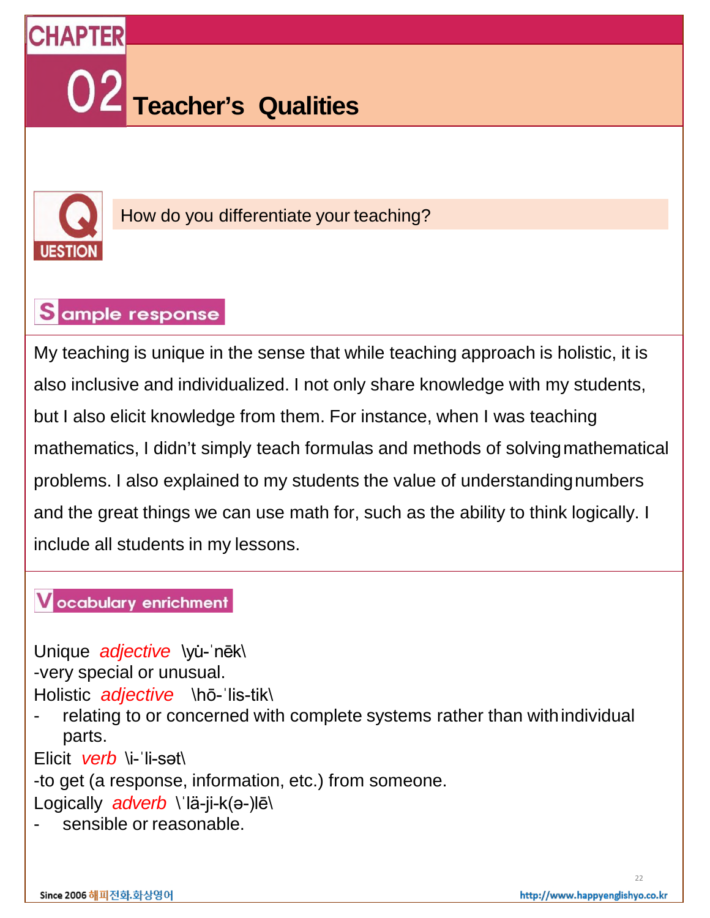# CHAPTER 02 Teacher's Qualities

## QUESTION

How do you differentiate your teaching?

## Sample response

My teaching is unique in the sense that while teaching approach is holistic, it is also inclusive and individualized. I not only share knowledge with my students, but I also elicit knowledge from them. For instance, when I was teaching mathematics, I didn't simply teach formulas and methods of solving mathematical problems. I also explained to my students the value of understanding numbers and the great things we can use math for, such as the ability to think logically. I include all students in my lessons.

## Vocabulary enrichment

Unique *adjective* \yu̇-ˈnēk\
-very special or unusual.

Holistic *adjective* \hō-ˈlis-tik\
- relating to or concerned with complete systems rather than with individual parts.

Elicit *verb* \i-ˈli-sət\
-to get (a response, information, etc.) from someone.

Logically *adverb* \ˈlä-ji-k(ə-)lē\
- sensible or reasonable.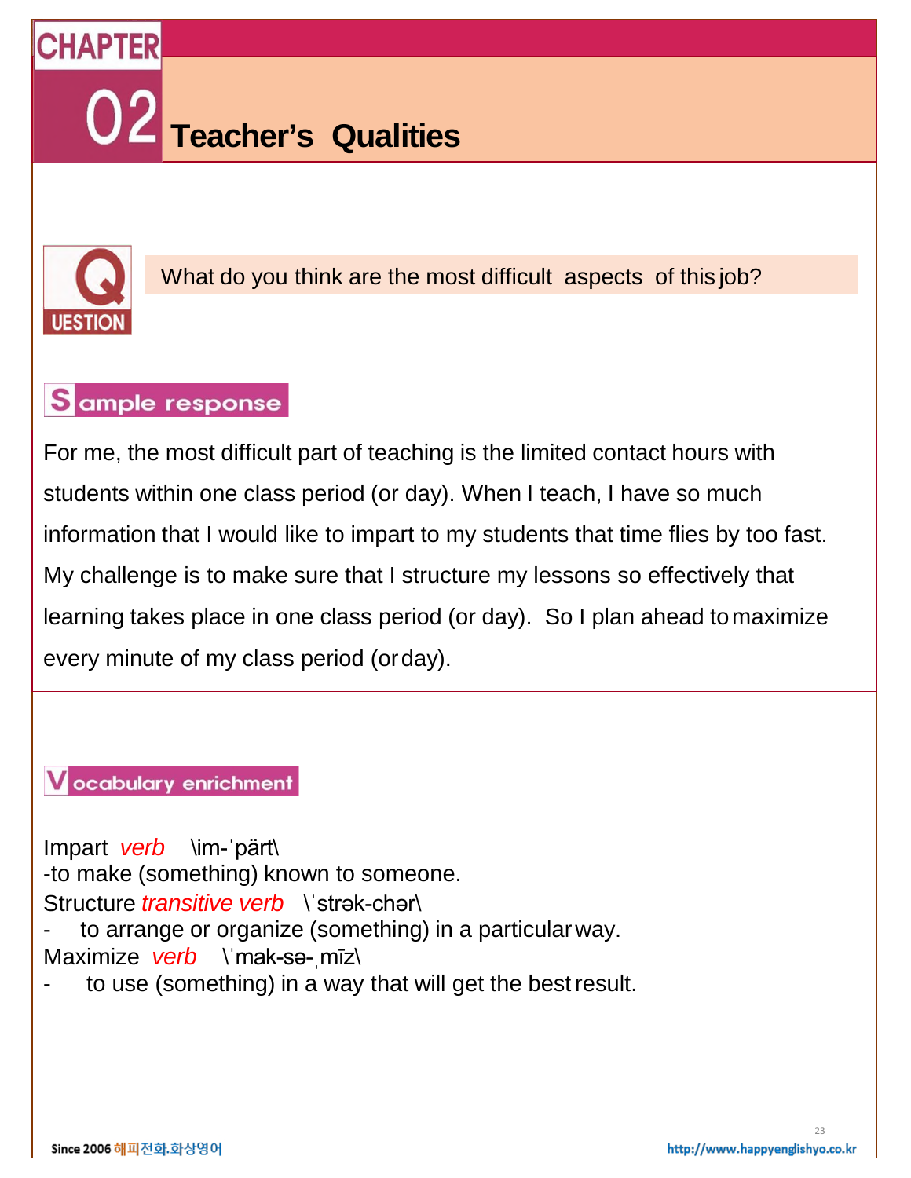# CHAPTER 02 Teacher's Qualities

**QUESTION**

What do you think are the most difficult aspects of this job?

## Sample response

For me, the most difficult part of teaching is the limited contact hours with students within one class period (or day). When I teach, I have so much information that I would like to impart to my students that time flies by too fast. My challenge is to make sure that I structure my lessons so effectively that learning takes place in one class period (or day). So I plan ahead to maximize every minute of my class period (or day).

## Vocabulary enrichment

Impart *verb* \im-ˈpärt\
-to make (something) known to someone.

Structure *transitive verb* \ˈstrək-chər\
- to arrange or organize (something) in a particular way.

Maximize *verb* \ˈmak-sə-ˌmīz\
- to use (something) in a way that will get the best result.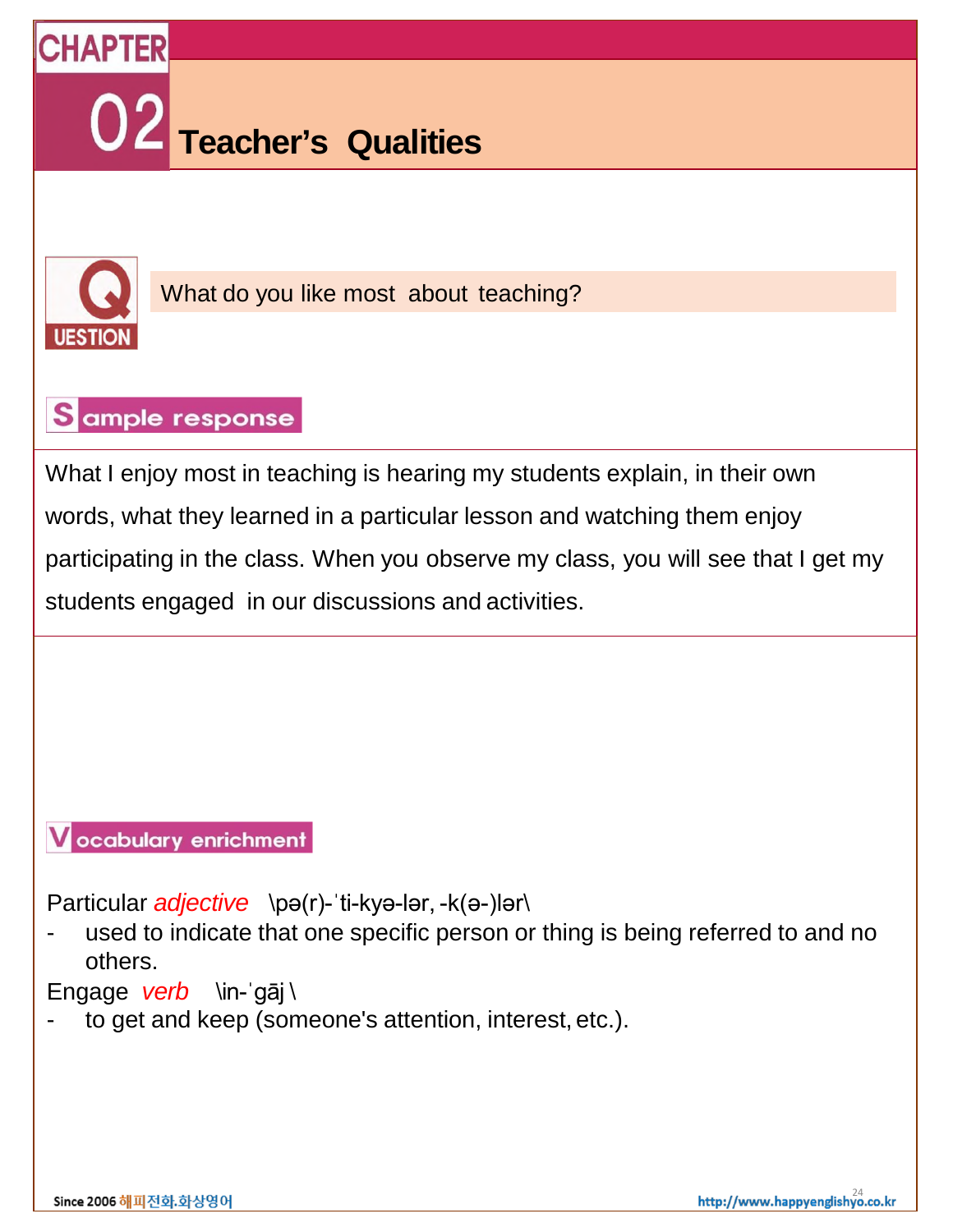# CHAPTER 02 Teacher's Qualities

**QUESTION** What do you like most about teaching?

## Sample response

What I enjoy most in teaching is hearing my students explain, in their own words, what they learned in a particular lesson and watching them enjoy participating in the class. When you observe my class, you will see that I get my students engaged in our discussions and activities.

## Vocabulary enrichment

Particular *adjective* \pə(r)-ˈti-kyə-lər, -k(ə-)lər\

- used to indicate that one specific person or thing is being referred to and no others.

Engage *verb* \in-ˈgāj\

- to get and keep (someone's attention, interest, etc.).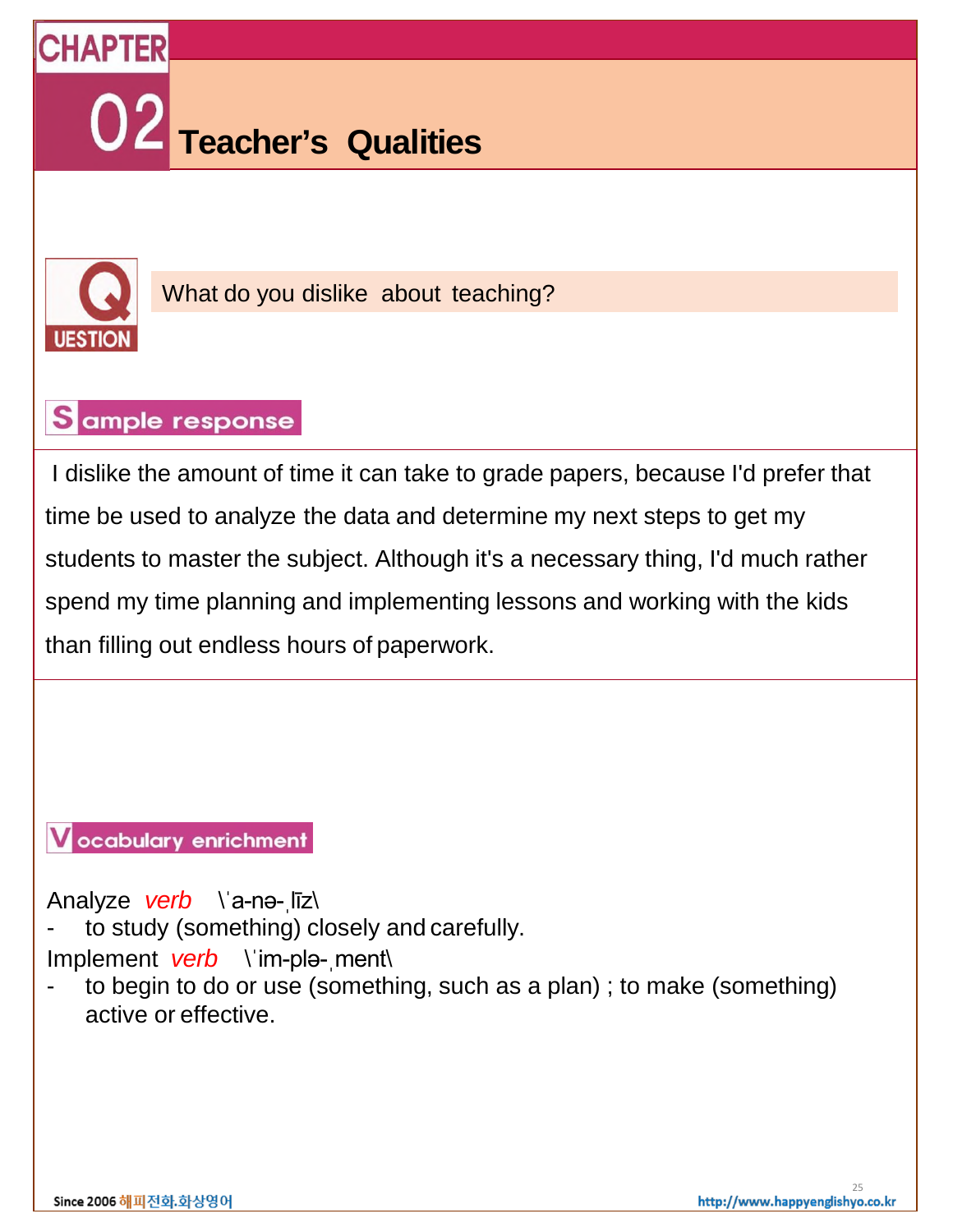# CHAPTER 02 Teacher's Qualities

## QUESTION

What do you dislike about teaching?

## Sample response

I dislike the amount of time it can take to grade papers, because I'd prefer that time be used to analyze the data and determine my next steps to get my students to master the subject. Although it's a necessary thing, I'd much rather spend my time planning and implementing lessons and working with the kids than filling out endless hours of paperwork.

## Vocabulary enrichment

Analyze *verb* \ˈa-nə-ˌlīz\

- to study (something) closely and carefully.

Implement *verb* \ˈim-plə-ˌment\

- to begin to do or use (something, such as a plan) ; to make (something) active or effective.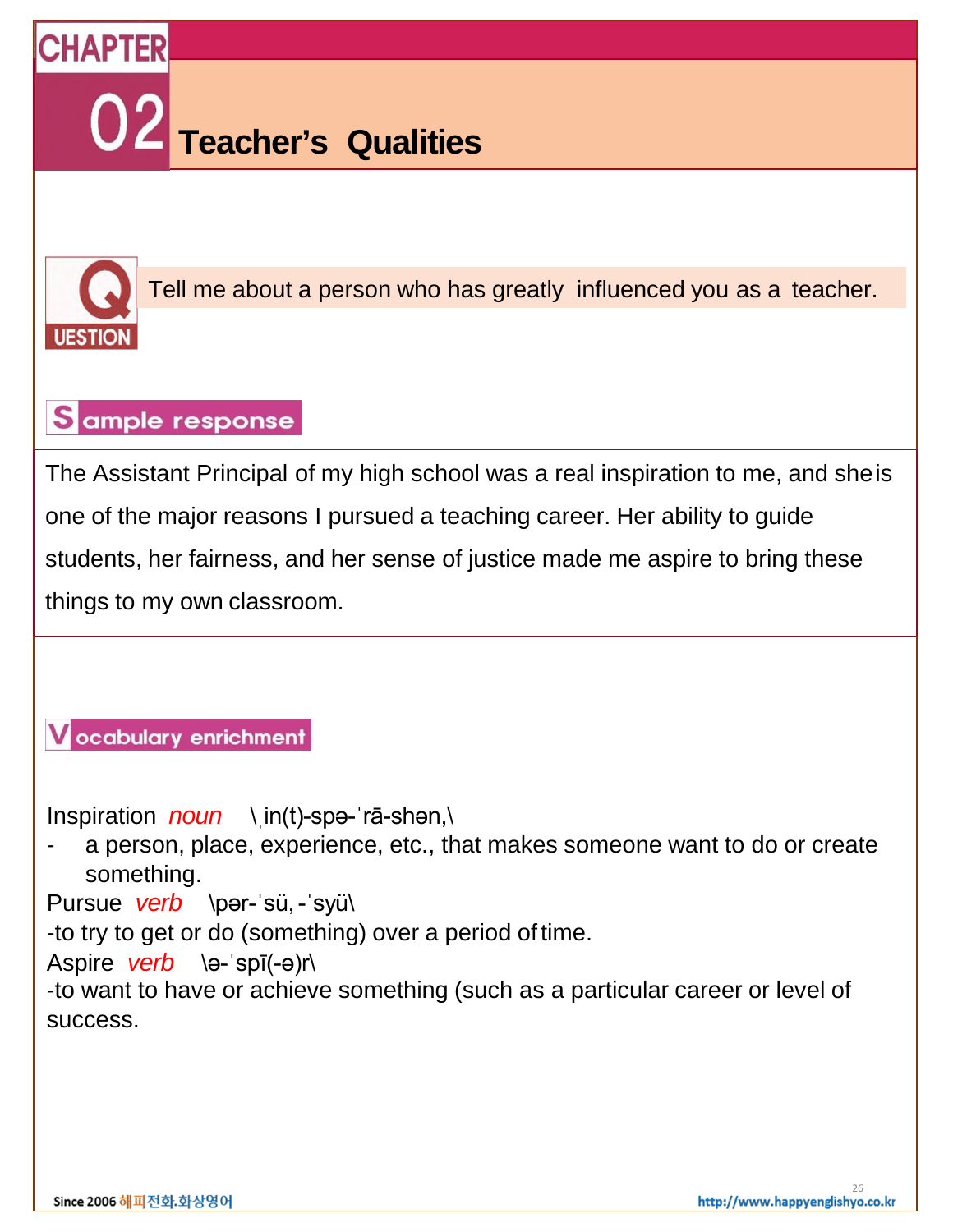# CHAPTER 02 Teacher's Qualities

## QUESTION

Tell me about a person who has greatly influenced you as a teacher.

## Sample response

The Assistant Principal of my high school was a real inspiration to me, and she is one of the major reasons I pursued a teaching career. Her ability to guide students, her fairness, and her sense of justice made me aspire to bring these things to my own classroom.

## Vocabulary enrichment

Inspiration *noun* \ˌin(t)-spə-ˈrā-shən,\
- a person, place, experience, etc., that makes someone want to do or create something.

Pursue *verb* \pər-ˈsü, -ˈsyü\
-to try to get or do (something) over a period of time.

Aspire *verb* \ə-ˈspī(-ə)r\
-to want to have or achieve something (such as a particular career or level of success.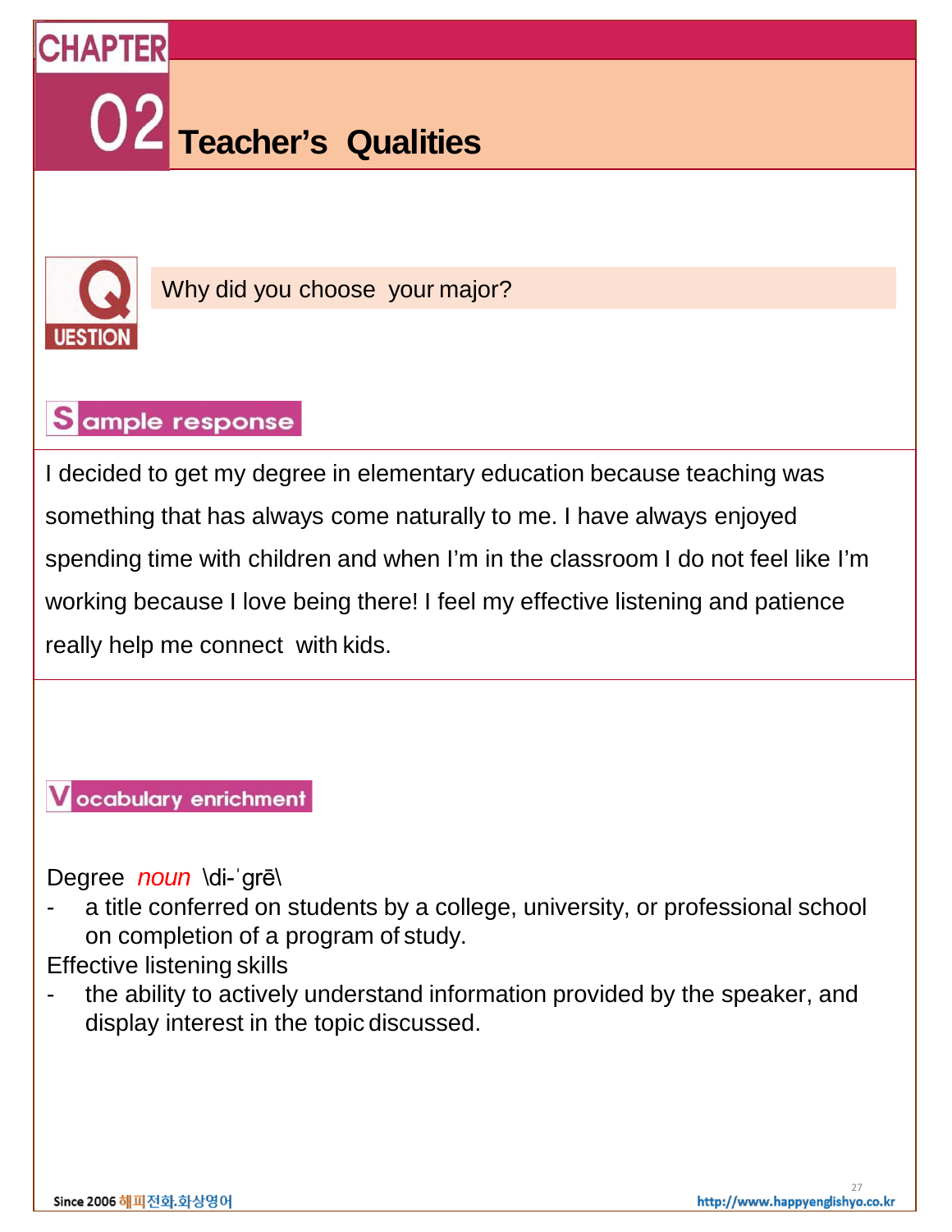# CHAPTER 02 Teacher's Qualities

## QUESTION

Why did you choose your major?

## Sample response

I decided to get my degree in elementary education because teaching was something that has always come naturally to me. I have always enjoyed spending time with children and when I'm in the classroom I do not feel like I'm working because I love being there! I feel my effective listening and patience really help me connect with kids.

## Vocabulary enrichment

Degree *noun* \di-ˈgrē\

- a title conferred on students by a college, university, or professional school on completion of a program of study.

Effective listening skills

- the ability to actively understand information provided by the speaker, and display interest in the topic discussed.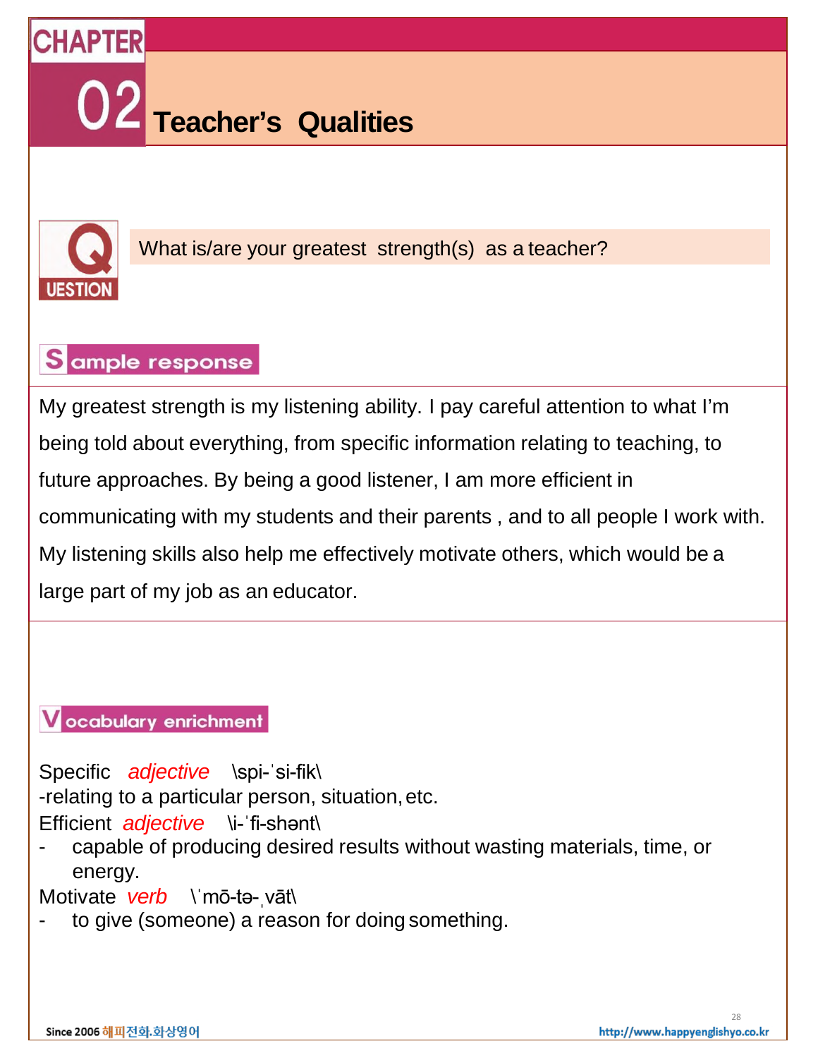# CHAPTER 02 Teacher's Qualities

## QUESTION

What is/are your greatest strength(s) as a teacher?

## Sample response

My greatest strength is my listening ability. I pay careful attention to what I'm being told about everything, from specific information relating to teaching, to future approaches. By being a good listener, I am more efficient in communicating with my students and their parents , and to all people I work with. My listening skills also help me effectively motivate others, which would be a large part of my job as an educator.

## Vocabulary enrichment

Specific *adjective* \spi-ˈsi-fik\
-relating to a particular person, situation, etc.

Efficient *adjective* \i-ˈfi-shənt\
- capable of producing desired results without wasting materials, time, or energy.

Motivate *verb* \ˈmō-tə-ˌvāt\
- to give (someone) a reason for doing something.

Since 2006 해피전화.화상영어

http://www.happyenglishyo.co.kr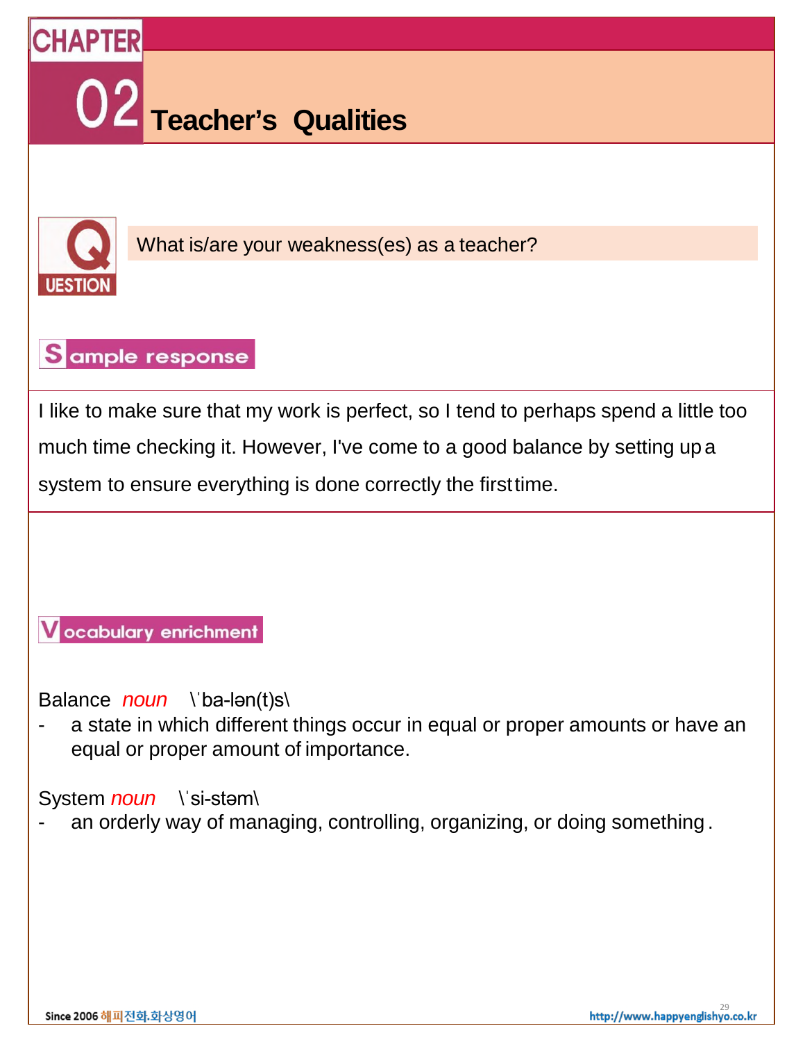# CHAPTER 02 Teacher's Qualities

## QUESTION

What is/are your weakness(es) as a teacher?

### Sample response

I like to make sure that my work is perfect, so I tend to perhaps spend a little too much time checking it. However, I've come to a good balance by setting up a system to ensure everything is done correctly the first time.

### Vocabulary enrichment

Balance *noun* \ˈba-lən(t)s\

- a state in which different things occur in equal or proper amounts or have an equal or proper amount of importance.

System *noun* \ˈsi-stəm\

- an orderly way of managing, controlling, organizing, or doing something.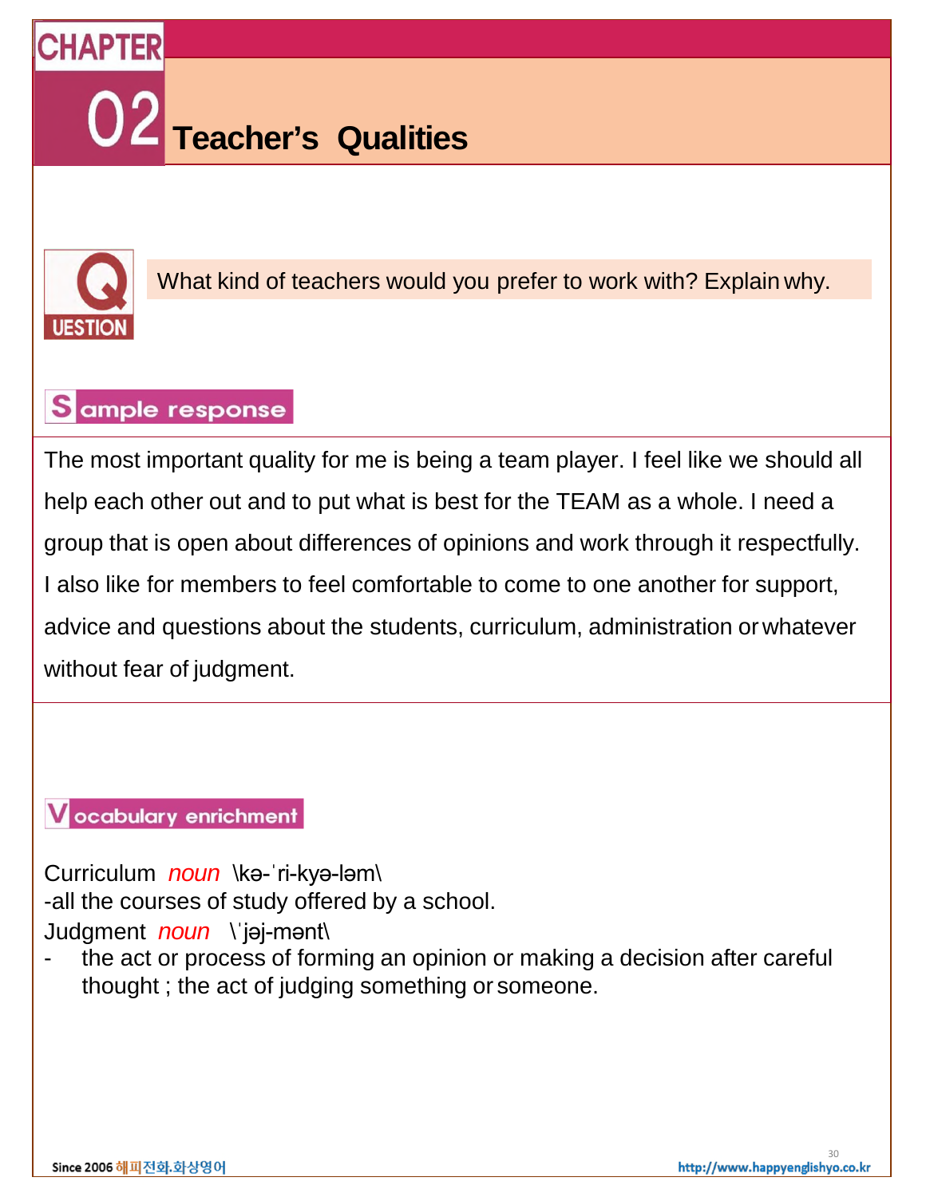# CHAPTER 02 Teacher's Qualities

## QUESTION

What kind of teachers would you prefer to work with? Explain why.

## Sample response

The most important quality for me is being a team player. I feel like we should all help each other out and to put what is best for the TEAM as a whole. I need a group that is open about differences of opinions and work through it respectfully. I also like for members to feel comfortable to come to one another for support, advice and questions about the students, curriculum, administration or whatever without fear of judgment.

## Vocabulary enrichment

Curriculum *noun* \kə-ˈri-kyə-ləm\

-all the courses of study offered by a school.

Judgment *noun* \ˈjəj-mənt\

- the act or process of forming an opinion or making a decision after careful thought ; the act of judging something or someone.